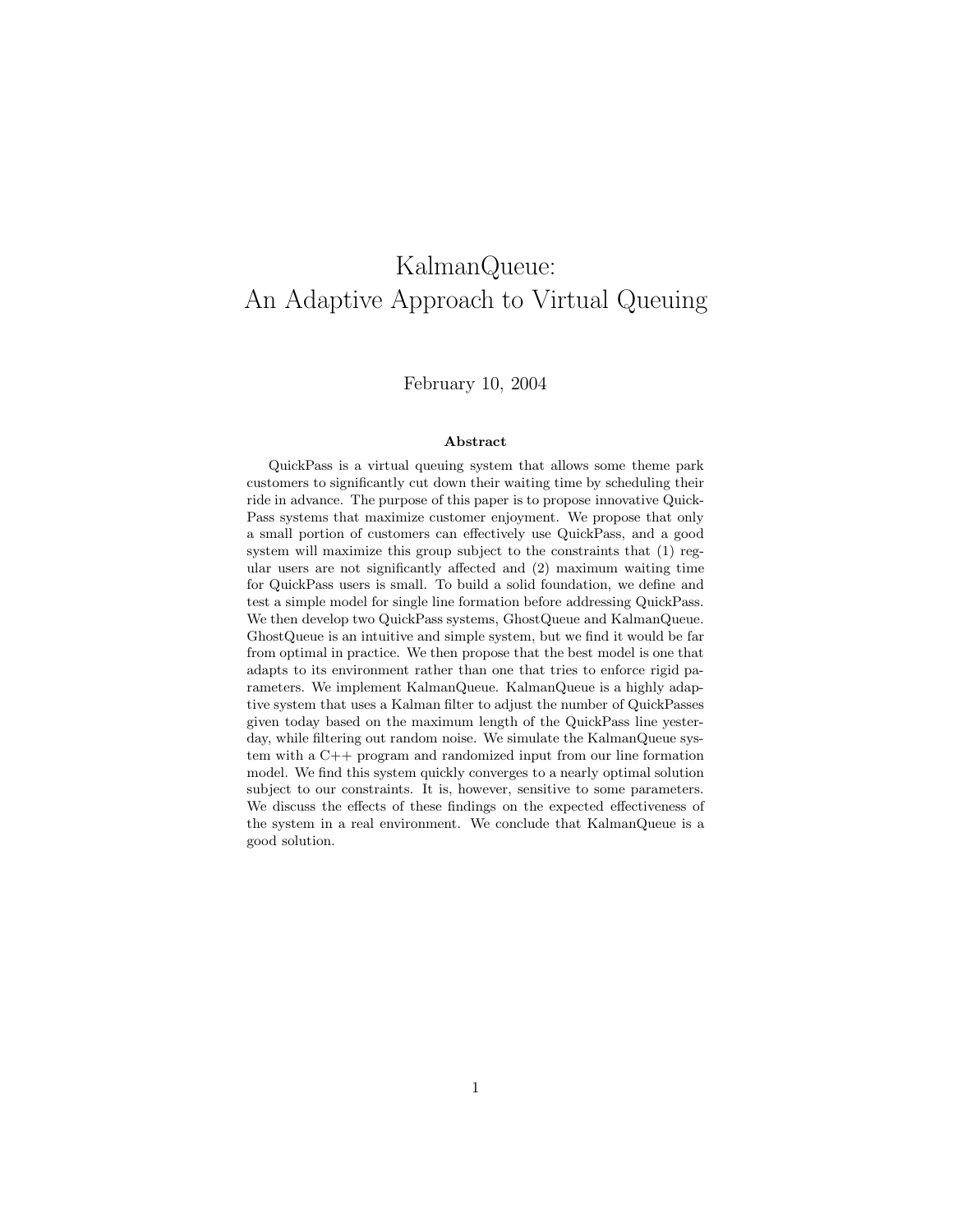# KalmanQueue:
# An Adaptive Approach to Virtual Queuing

February 10, 2004

### Abstract

QuickPass is a virtual queuing system that allows some theme park customers to significantly cut down their waiting time by scheduling their ride in advance. The purpose of this paper is to propose innovative QuickPass systems that maximize customer enjoyment. We propose that only a small portion of customers can effectively use QuickPass, and a good system will maximize this group subject to the constraints that (1) regular users are not significantly affected and (2) maximum waiting time for QuickPass users is small. To build a solid foundation, we define and test a simple model for single line formation before addressing QuickPass. We then develop two QuickPass systems, GhostQueue and KalmanQueue. GhostQueue is an intuitive and simple system, but we find it would be far from optimal in practice. We then propose that the best model is one that adapts to its environment rather than one that tries to enforce rigid parameters. We implement KalmanQueue. KalmanQueue is a highly adaptive system that uses a Kalman filter to adjust the number of QuickPasses given today based on the maximum length of the QuickPass line yesterday, while filtering out random noise. We simulate the KalmanQueue system with a C++ program and randomized input from our line formation model. We find this system quickly converges to a nearly optimal solution subject to our constraints. It is, however, sensitive to some parameters. We discuss the effects of these findings on the expected effectiveness of the system in a real environment. We conclude that KalmanQueue is a good solution.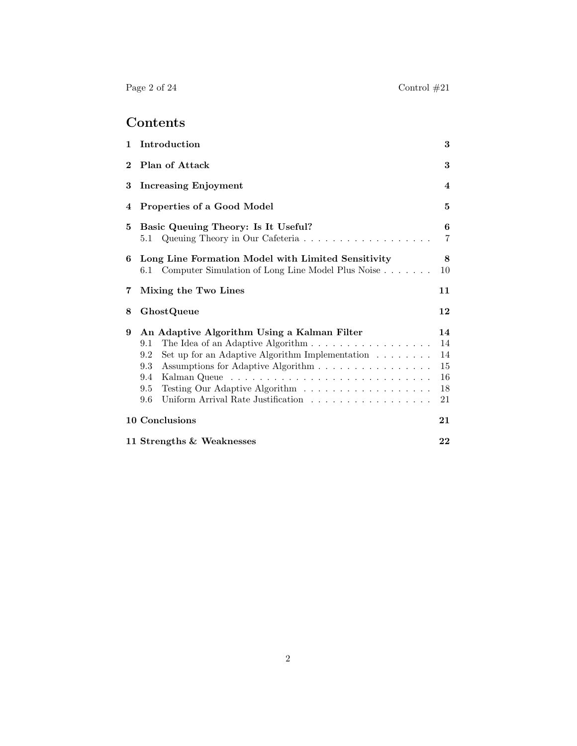# Contents

**1 Introduction** **3**

**2 Plan of Attack** **3**

**3 Increasing Enjoyment** **4**

**4 Properties of a Good Model** **5**

**5 Basic Queuing Theory: Is It Useful?** **6**
- 5.1 Queuing Theory in Our Cafeteria . . . . . . . . . . . . . . . . . . 7

**6 Long Line Formation Model with Limited Sensitivity** **8**
- 6.1 Computer Simulation of Long Line Model Plus Noise . . . . . . . 10

**7 Mixing the Two Lines** **11**

**8 GhostQueue** **12**

**9 An Adaptive Algorithm Using a Kalman Filter** **14**
- 9.1 The Idea of an Adaptive Algorithm . . . . . . . . . . . . . . . . . 14
- 9.2 Set up for an Adaptive Algorithm Implementation . . . . . . . . 14
- 9.3 Assumptions for Adaptive Algorithm . . . . . . . . . . . . . . . . 15
- 9.4 Kalman Queue . . . . . . . . . . . . . . . . . . . . . . . . . . . . 16
- 9.5 Testing Our Adaptive Algorithm . . . . . . . . . . . . . . . . . . 18
- 9.6 Uniform Arrival Rate Justification . . . . . . . . . . . . . . . . . 21

**10 Conclusions** **21**

**11 Strengths & Weaknesses** **22**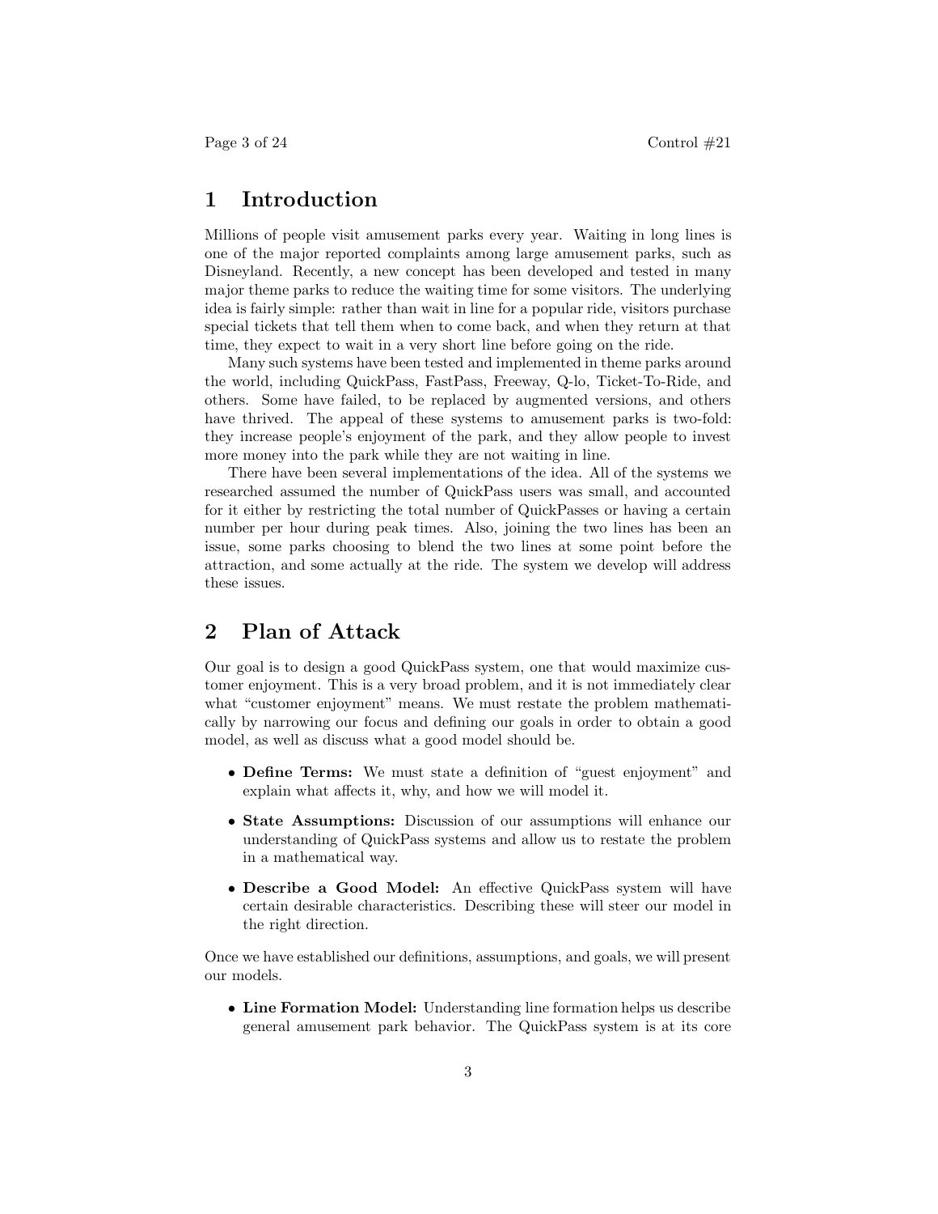# 1 Introduction

Millions of people visit amusement parks every year. Waiting in long lines is one of the major reported complaints among large amusement parks, such as Disneyland. Recently, a new concept has been developed and tested in many major theme parks to reduce the waiting time for some visitors. The underlying idea is fairly simple: rather than wait in line for a popular ride, visitors purchase special tickets that tell them when to come back, and when they return at that time, they expect to wait in a very short line before going on the ride.

Many such systems have been tested and implemented in theme parks around the world, including QuickPass, FastPass, Freeway, Q-lo, Ticket-To-Ride, and others. Some have failed, to be replaced by augmented versions, and others have thrived. The appeal of these systems to amusement parks is two-fold: they increase people's enjoyment of the park, and they allow people to invest more money into the park while they are not waiting in line.

There have been several implementations of the idea. All of the systems we researched assumed the number of QuickPass users was small, and accounted for it either by restricting the total number of QuickPasses or having a certain number per hour during peak times. Also, joining the two lines has been an issue, some parks choosing to blend the two lines at some point before the attraction, and some actually at the ride. The system we develop will address these issues.

# 2 Plan of Attack

Our goal is to design a good QuickPass system, one that would maximize customer enjoyment. This is a very broad problem, and it is not immediately clear what "customer enjoyment" means. We must restate the problem mathematically by narrowing our focus and defining our goals in order to obtain a good model, as well as discuss what a good model should be.

- **Define Terms:** We must state a definition of "guest enjoyment" and explain what affects it, why, and how we will model it.
- **State Assumptions:** Discussion of our assumptions will enhance our understanding of QuickPass systems and allow us to restate the problem in a mathematical way.
- **Describe a Good Model:** An effective QuickPass system will have certain desirable characteristics. Describing these will steer our model in the right direction.

Once we have established our definitions, assumptions, and goals, we will present our models.

- **Line Formation Model:** Understanding line formation helps us describe general amusement park behavior. The QuickPass system is at its core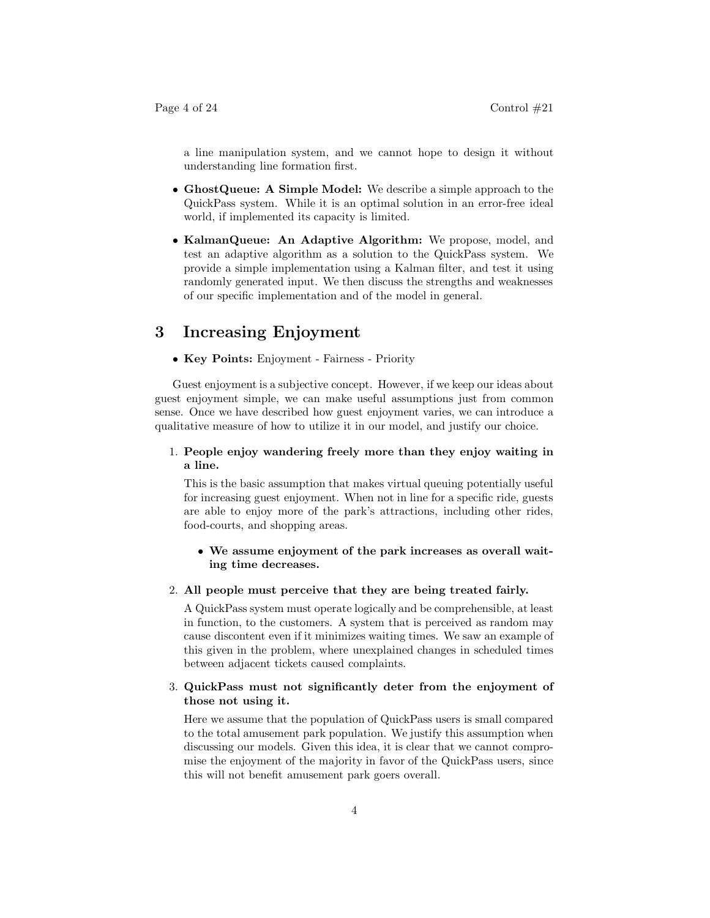a line manipulation system, and we cannot hope to design it without understanding line formation first.

- **GhostQueue: A Simple Model:** We describe a simple approach to the QuickPass system. While it is an optimal solution in an error-free ideal world, if implemented its capacity is limited.
- **KalmanQueue: An Adaptive Algorithm:** We propose, model, and test an adaptive algorithm as a solution to the QuickPass system. We provide a simple implementation using a Kalman filter, and test it using randomly generated input. We then discuss the strengths and weaknesses of our specific implementation and of the model in general.

# 3 Increasing Enjoyment

- **Key Points:** Enjoyment - Fairness - Priority

Guest enjoyment is a subjective concept. However, if we keep our ideas about guest enjoyment simple, we can make useful assumptions just from common sense. Once we have described how guest enjoyment varies, we can introduce a qualitative measure of how to utilize it in our model, and justify our choice.

1. **People enjoy wandering freely more than they enjoy waiting in a line.**

   This is the basic assumption that makes virtual queuing potentially useful for increasing guest enjoyment. When not in line for a specific ride, guests are able to enjoy more of the park's attractions, including other rides, food-courts, and shopping areas.

   - **We assume enjoyment of the park increases as overall waiting time decreases.**

2. **All people must perceive that they are being treated fairly.**

   A QuickPass system must operate logically and be comprehensible, at least in function, to the customers. A system that is perceived as random may cause discontent even if it minimizes waiting times. We saw an example of this given in the problem, where unexplained changes in scheduled times between adjacent tickets caused complaints.

3. **QuickPass must not significantly deter from the enjoyment of those not using it.**

   Here we assume that the population of QuickPass users is small compared to the total amusement park population. We justify this assumption when discussing our models. Given this idea, it is clear that we cannot compromise the enjoyment of the majority in favor of the QuickPass users, since this will not benefit amusement park goers overall.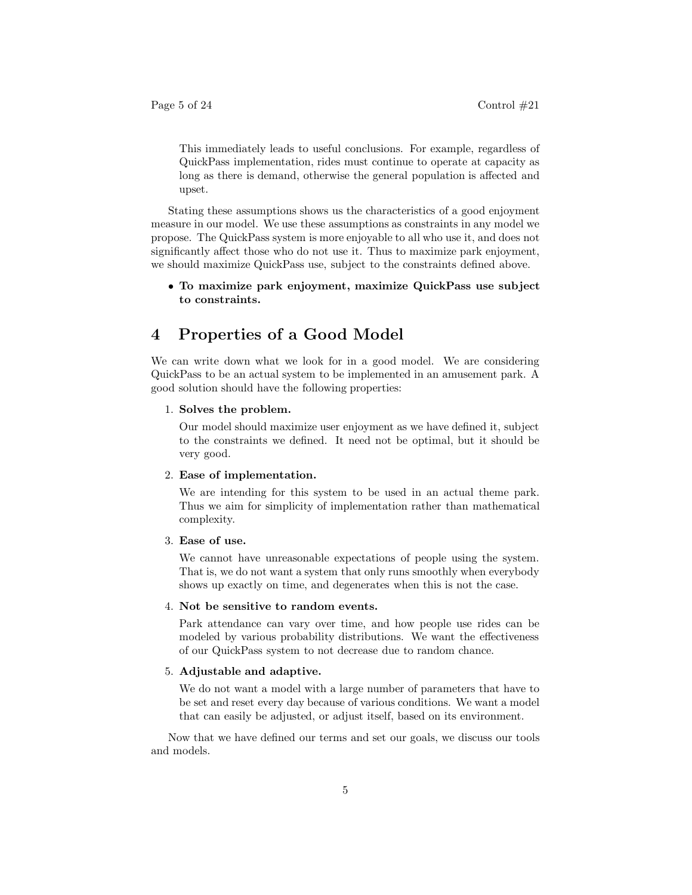This immediately leads to useful conclusions. For example, regardless of QuickPass implementation, rides must continue to operate at capacity as long as there is demand, otherwise the general population is affected and upset.

Stating these assumptions shows us the characteristics of a good enjoyment measure in our model. We use these assumptions as constraints in any model we propose. The QuickPass system is more enjoyable to all who use it, and does not significantly affect those who do not use it. Thus to maximize park enjoyment, we should maximize QuickPass use, subject to the constraints defined above.

- **To maximize park enjoyment, maximize QuickPass use subject to constraints.**

# 4 Properties of a Good Model

We can write down what we look for in a good model. We are considering QuickPass to be an actual system to be implemented in an amusement park. A good solution should have the following properties:

1. **Solves the problem.**

   Our model should maximize user enjoyment as we have defined it, subject to the constraints we defined. It need not be optimal, but it should be very good.

2. **Ease of implementation.**

   We are intending for this system to be used in an actual theme park. Thus we aim for simplicity of implementation rather than mathematical complexity.

3. **Ease of use.**

   We cannot have unreasonable expectations of people using the system. That is, we do not want a system that only runs smoothly when everybody shows up exactly on time, and degenerates when this is not the case.

4. **Not be sensitive to random events.**

   Park attendance can vary over time, and how people use rides can be modeled by various probability distributions. We want the effectiveness of our QuickPass system to not decrease due to random chance.

5. **Adjustable and adaptive.**

   We do not want a model with a large number of parameters that have to be set and reset every day because of various conditions. We want a model that can easily be adjusted, or adjust itself, based on its environment.

Now that we have defined our terms and set our goals, we discuss our tools and models.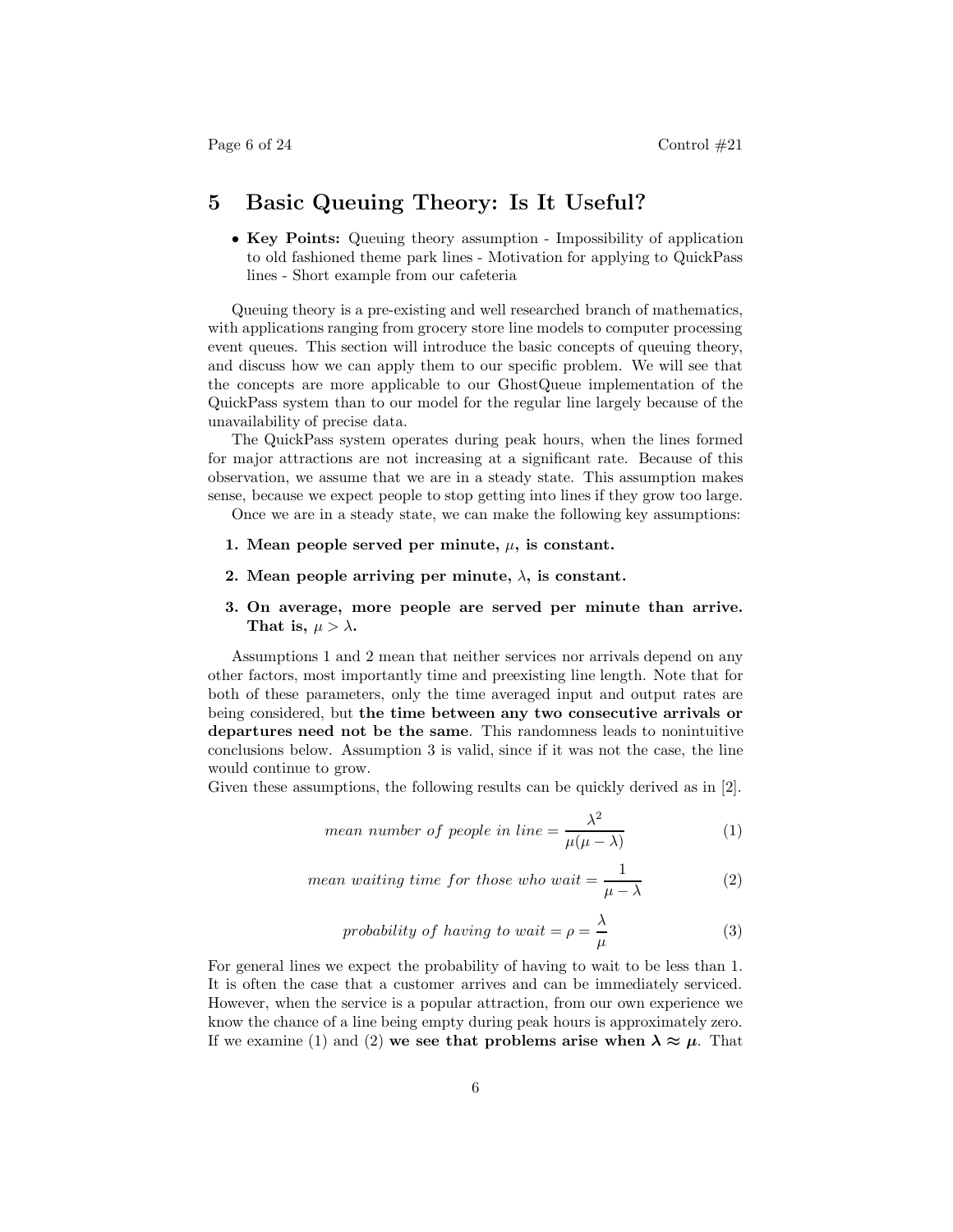## 5 Basic Queuing Theory: Is It Useful?

- **Key Points:** Queuing theory assumption - Impossibility of application to old fashioned theme park lines - Motivation for applying to QuickPass lines - Short example from our cafeteria

Queuing theory is a pre-existing and well researched branch of mathematics, with applications ranging from grocery store line models to computer processing event queues. This section will introduce the basic concepts of queuing theory, and discuss how we can apply them to our specific problem. We will see that the concepts are more applicable to our GhostQueue implementation of the QuickPass system than to our model for the regular line largely because of the unavailability of precise data.

The QuickPass system operates during peak hours, when the lines formed for major attractions are not increasing at a significant rate. Because of this observation, we assume that we are in a steady state. This assumption makes sense, because we expect people to stop getting into lines if they grow too large.

Once we are in a steady state, we can make the following key assumptions:

1. **Mean people served per minute, $\mu$, is constant.**
2. **Mean people arriving per minute, $\lambda$, is constant.**
3. **On average, more people are served per minute than arrive. That is, $\mu > \lambda$.**

Assumptions 1 and 2 mean that neither services nor arrivals depend on any other factors, most importantly time and preexisting line length. Note that for both of these parameters, only the time averaged input and output rates are being considered, but **the time between any two consecutive arrivals or departures need not be the same**. This randomness leads to nonintuitive conclusions below. Assumption 3 is valid, since if it was not the case, the line would continue to grow.

Given these assumptions, the following results can be quickly derived as in [2].

$$mean\ number\ of\ people\ in\ line = \frac{\lambda^2}{\mu(\mu - \lambda)} \tag{1}$$

$$mean\ waiting\ time\ for\ those\ who\ wait = \frac{1}{\mu - \lambda} \tag{2}$$

$$probability\ of\ having\ to\ wait = \rho = \frac{\lambda}{\mu} \tag{3}$$

For general lines we expect the probability of having to wait to be less than 1. It is often the case that a customer arrives and can be immediately serviced. However, when the service is a popular attraction, from our own experience we know the chance of a line being empty during peak hours is approximately zero. If we examine (1) and (2) **we see that problems arise when $\lambda \approx \mu$**. That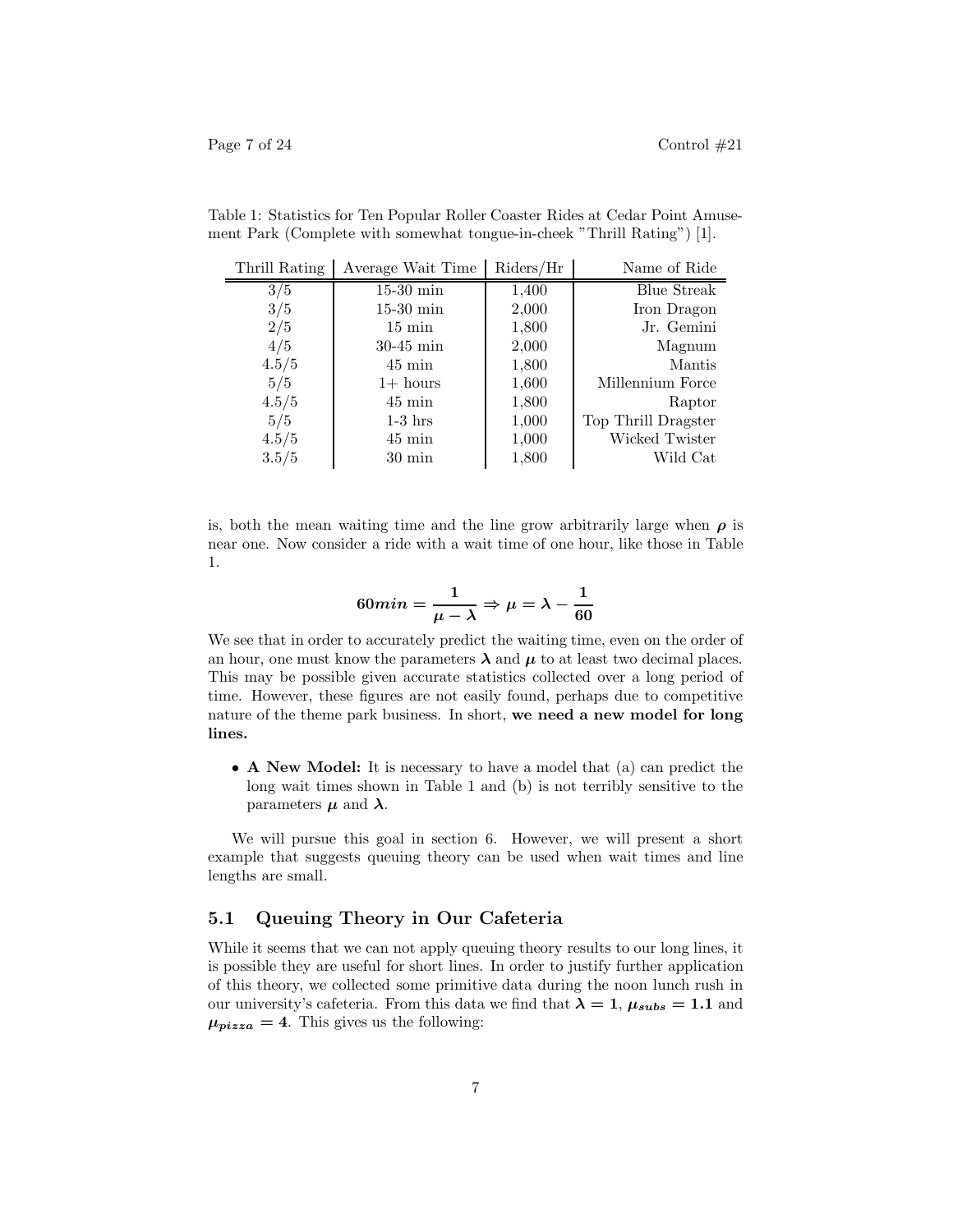Table 1: Statistics for Ten Popular Roller Coaster Rides at Cedar Point Amusement Park (Complete with somewhat tongue-in-cheek "Thrill Rating") [1].

| Thrill Rating | Average Wait Time | Riders/Hr | Name of Ride |
|---|---|---|---|
| 3/5 | 15-30 min | 1,400 | Blue Streak |
| 3/5 | 15-30 min | 2,000 | Iron Dragon |
| 2/5 | 15 min | 1,800 | Jr. Gemini |
| 4/5 | 30-45 min | 2,000 | Magnum |
| 4.5/5 | 45 min | 1,800 | Mantis |
| 5/5 | 1+ hours | 1,600 | Millennium Force |
| 4.5/5 | 45 min | 1,800 | Raptor |
| 5/5 | 1-3 hrs | 1,000 | Top Thrill Dragster |
| 4.5/5 | 45 min | 1,000 | Wicked Twister |
| 3.5/5 | 30 min | 1,800 | Wild Cat |

is, both the mean waiting time and the line grow arbitrarily large when $\boldsymbol{\rho}$ is near one. Now consider a ride with a wait time of one hour, like those in Table 1.

$$\mathbf{60}min = \frac{\mathbf{1}}{\boldsymbol{\mu} - \boldsymbol{\lambda}} \Rightarrow \boldsymbol{\mu} = \boldsymbol{\lambda} - \frac{\mathbf{1}}{\mathbf{60}}$$

We see that in order to accurately predict the waiting time, even on the order of an hour, one must know the parameters $\boldsymbol{\lambda}$ and $\boldsymbol{\mu}$ to at least two decimal places. This may be possible given accurate statistics collected over a long period of time. However, these figures are not easily found, perhaps due to competitive nature of the theme park business. In short, **we need a new model for long lines.**

- **A New Model:** It is necessary to have a model that (a) can predict the long wait times shown in Table 1 and (b) is not terribly sensitive to the parameters $\boldsymbol{\mu}$ and $\boldsymbol{\lambda}$.

We will pursue this goal in section 6. However, we will present a short example that suggests queuing theory can be used when wait times and line lengths are small.

## 5.1 Queuing Theory in Our Cafeteria

While it seems that we can not apply queuing theory results to our long lines, it is possible they are useful for short lines. In order to justify further application of this theory, we collected some primitive data during the noon lunch rush in our university's cafeteria. From this data we find that $\boldsymbol{\lambda} = \mathbf{1}$, $\boldsymbol{\mu_{subs}} = \mathbf{1.1}$ and $\boldsymbol{\mu_{pizza}} = \mathbf{4}$. This gives us the following: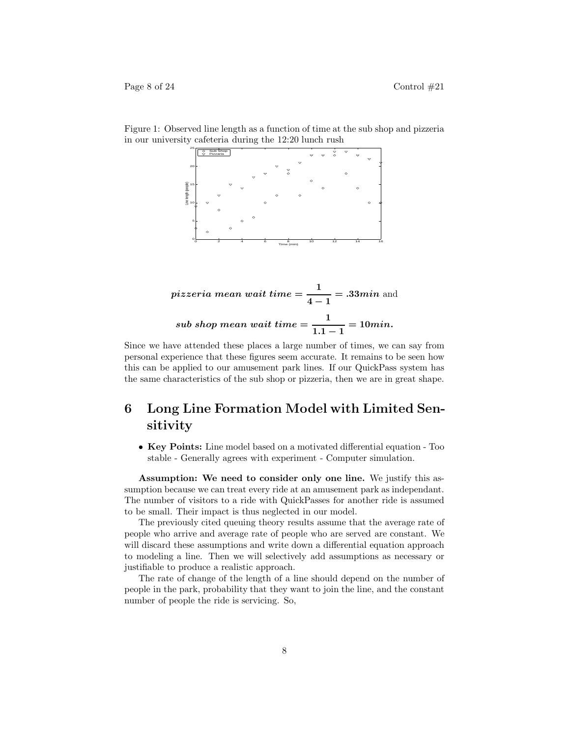Figure 1: Observed line length as a function of time at the sub shop and pizzeria in our university cafeteria during the 12:20 lunch rush

Sub Shop
Pizzaria
Line length (people)
0
5
10
15
20
25
Time (min)
0
2
4
6
8
10
12
14
16

$$\textit{pizzeria mean wait time} = \frac{\mathbf{1}}{\mathbf{4-1}} = \mathbf{.33}\textit{min} \text{ and}$$

$$\textit{sub shop mean wait time} = \frac{\mathbf{1}}{\mathbf{1.1-1}} = \mathbf{10}\textit{min.}$$

Since we have attended these places a large number of times, we can say from personal experience that these figures seem accurate. It remains to be seen how this can be applied to our amusement park lines. If our QuickPass system has the same characteristics of the sub shop or pizzeria, then we are in great shape.

## 6 Long Line Formation Model with Limited Sensitivity

- **Key Points:** Line model based on a motivated differential equation - Too stable - Generally agrees with experiment - Computer simulation.

**Assumption: We need to consider only one line.** We justify this assumption because we can treat every ride at an amusement park as independant. The number of visitors to a ride with QuickPasses for another ride is assumed to be small. Their impact is thus neglected in our model.

The previously cited queuing theory results assume that the average rate of people who arrive and average rate of people who are served are constant. We will discard these assumptions and write down a differential equation approach to modeling a line. Then we will selectively add assumptions as necessary or justifiable to produce a realistic approach.

The rate of change of the length of a line should depend on the number of people in the park, probability that they want to join the line, and the constant number of people the ride is servicing. So,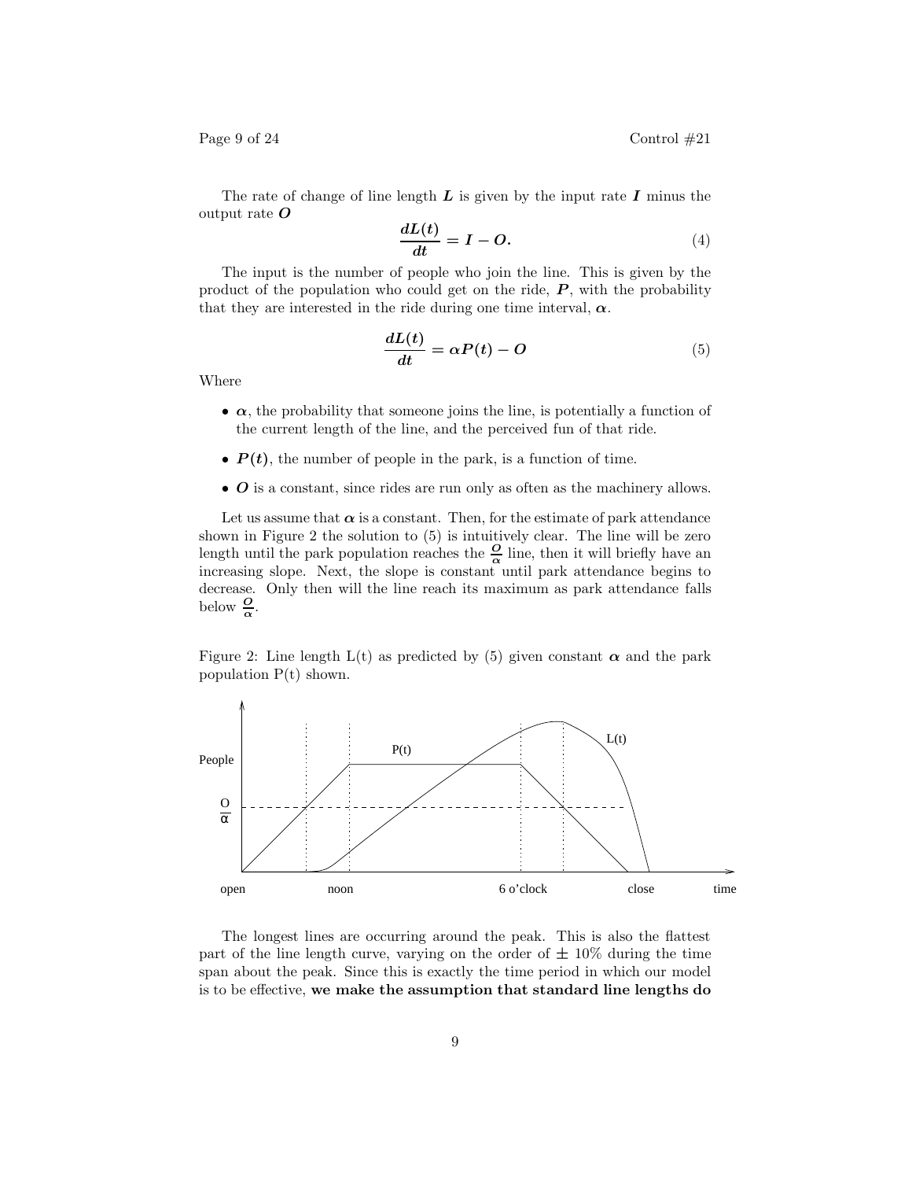The rate of change of line length $\boldsymbol{L}$ is given by the input rate $\boldsymbol{I}$ minus the output rate $\boldsymbol{O}$

$$\frac{dL(t)}{dt} = I - O. \tag{4}$$

The input is the number of people who join the line. This is given by the product of the population who could get on the ride, $\boldsymbol{P}$, with the probability that they are interested in the ride during one time interval, $\boldsymbol{\alpha}$.

$$\frac{dL(t)}{dt} = \alpha P(t) - O \tag{5}$$

Where

- $\boldsymbol{\alpha}$, the probability that someone joins the line, is potentially a function of the current length of the line, and the perceived fun of that ride.
- $\boldsymbol{P(t)}$, the number of people in the park, is a function of time.
- $\boldsymbol{O}$ is a constant, since rides are run only as often as the machinery allows.

Let us assume that $\boldsymbol{\alpha}$ is a constant. Then, for the estimate of park attendance shown in Figure 2 the solution to (5) is intuitively clear. The line will be zero length until the park population reaches the $\frac{O}{\alpha}$ line, then it will briefly have an increasing slope. Next, the slope is constant until park attendance begins to decrease. Only then will the line reach its maximum as park attendance falls below $\frac{O}{\alpha}$.

Figure 2: Line length L(t) as predicted by (5) given constant $\boldsymbol{\alpha}$ and the park population P(t) shown.

People

$\frac{O}{\alpha}$

P(t)

L(t)

open

noon

6 o'clock

close

time

The longest lines are occurring around the peak. This is also the flattest part of the line length curve, varying on the order of $\pm$ 10% during the time span about the peak. Since this is exactly the time period in which our model is to be effective, **we make the assumption that standard line lengths do**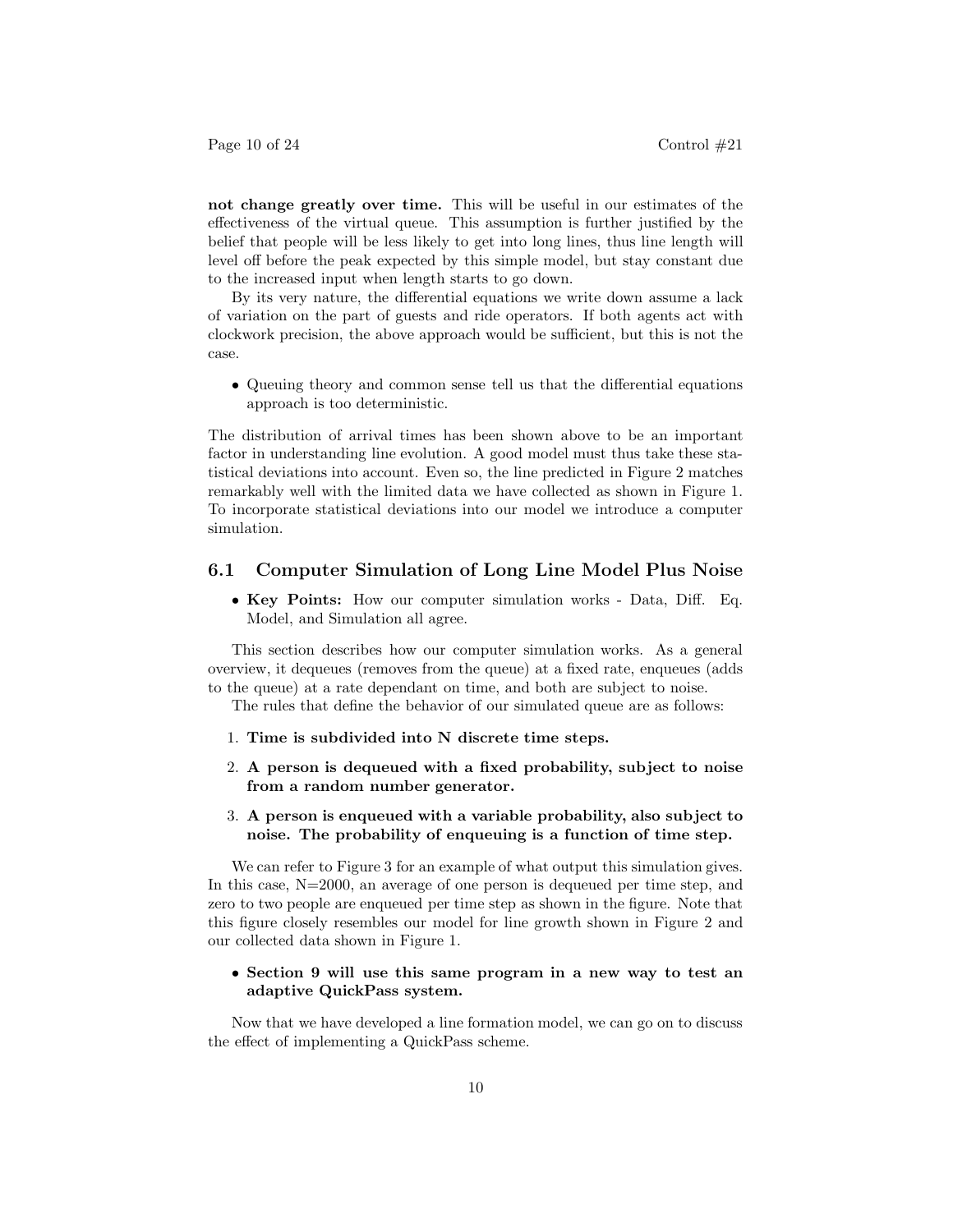**not change greatly over time.** This will be useful in our estimates of the effectiveness of the virtual queue. This assumption is further justified by the belief that people will be less likely to get into long lines, thus line length will level off before the peak expected by this simple model, but stay constant due to the increased input when length starts to go down.

By its very nature, the differential equations we write down assume a lack of variation on the part of guests and ride operators. If both agents act with clockwork precision, the above approach would be sufficient, but this is not the case.

- Queuing theory and common sense tell us that the differential equations approach is too deterministic.

The distribution of arrival times has been shown above to be an important factor in understanding line evolution. A good model must thus take these statistical deviations into account. Even so, the line predicted in Figure 2 matches remarkably well with the limited data we have collected as shown in Figure 1. To incorporate statistical deviations into our model we introduce a computer simulation.

## 6.1 Computer Simulation of Long Line Model Plus Noise

- **Key Points:** How our computer simulation works - Data, Diff. Eq. Model, and Simulation all agree.

This section describes how our computer simulation works. As a general overview, it dequeues (removes from the queue) at a fixed rate, enqueues (adds to the queue) at a rate dependant on time, and both are subject to noise.

The rules that define the behavior of our simulated queue are as follows:

1. **Time is subdivided into N discrete time steps.**
2. **A person is dequeued with a fixed probability, subject to noise from a random number generator.**
3. **A person is enqueued with a variable probability, also subject to noise. The probability of enqueuing is a function of time step.**

We can refer to Figure 3 for an example of what output this simulation gives. In this case, N=2000, an average of one person is dequeued per time step, and zero to two people are enqueued per time step as shown in the figure. Note that this figure closely resembles our model for line growth shown in Figure 2 and our collected data shown in Figure 1.

- **Section 9 will use this same program in a new way to test an adaptive QuickPass system.**

Now that we have developed a line formation model, we can go on to discuss the effect of implementing a QuickPass scheme.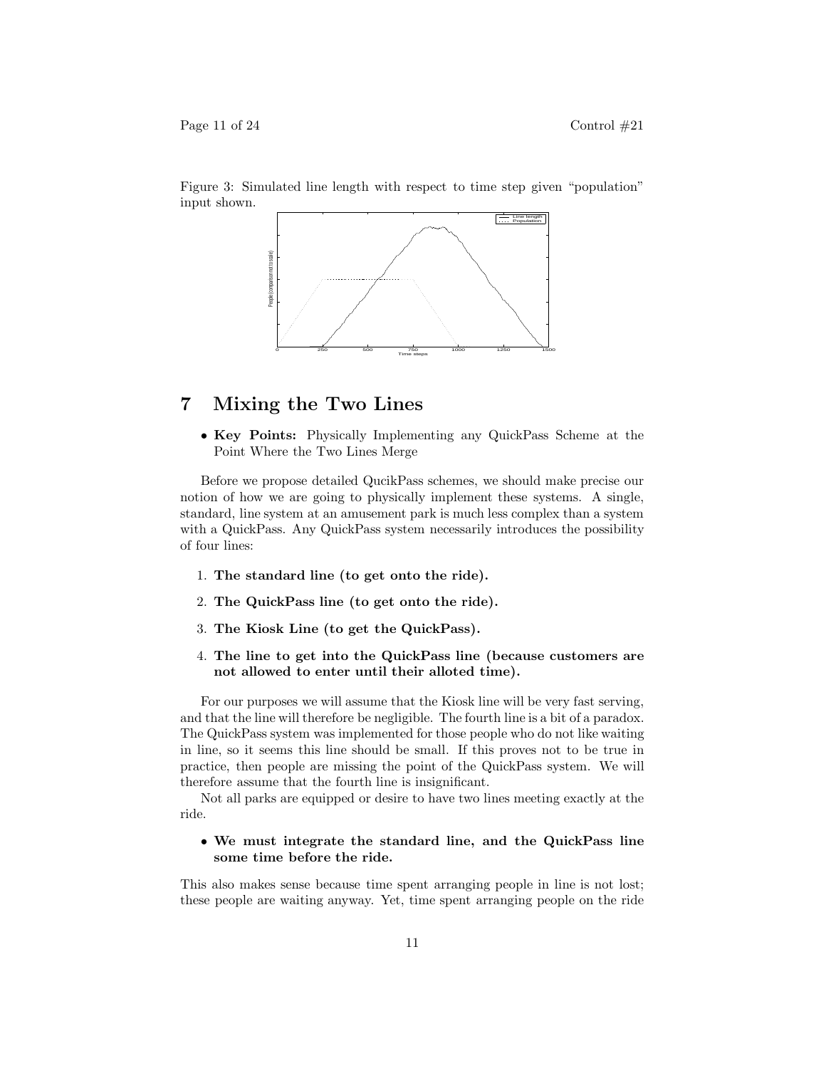Figure 3: Simulated line length with respect to time step given "population" input shown.

Line length
Population
People (comparison not to scale)
0 250 500 750 1000 1250 1500
Time steps

## 7 Mixing the Two Lines

- **Key Points:** Physically Implementing any QuickPass Scheme at the Point Where the Two Lines Merge

Before we propose detailed QucikPass schemes, we should make precise our notion of how we are going to physically implement these systems. A single, standard, line system at an amusement park is much less complex than a system with a QuickPass. Any QuickPass system necessarily introduces the possibility of four lines:

1. **The standard line (to get onto the ride).**
2. **The QuickPass line (to get onto the ride).**
3. **The Kiosk Line (to get the QuickPass).**
4. **The line to get into the QuickPass line (because customers are not allowed to enter until their alloted time).**

For our purposes we will assume that the Kiosk line will be very fast serving, and that the line will therefore be negligible. The fourth line is a bit of a paradox. The QuickPass system was implemented for those people who do not like waiting in line, so it seems this line should be small. If this proves not to be true in practice, then people are missing the point of the QuickPass system. We will therefore assume that the fourth line is insignificant.

Not all parks are equipped or desire to have two lines meeting exactly at the ride.

- **We must integrate the standard line, and the QuickPass line some time before the ride.**

This also makes sense because time spent arranging people in line is not lost; these people are waiting anyway. Yet, time spent arranging people on the ride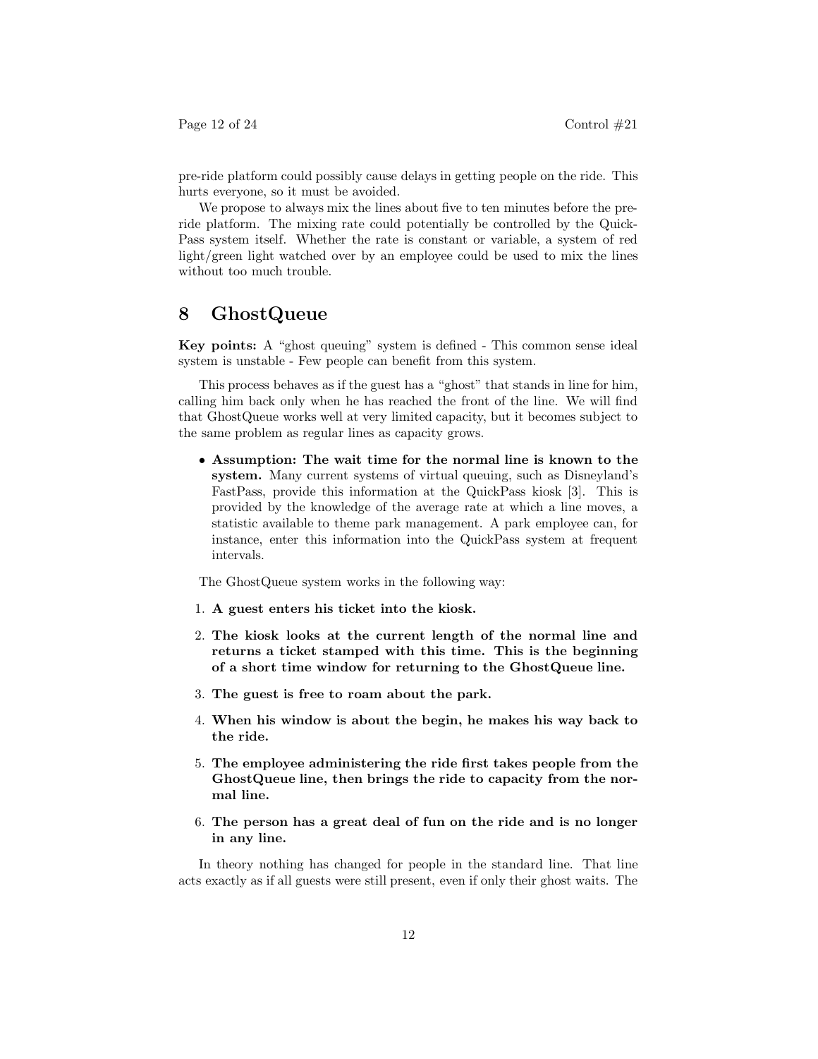pre-ride platform could possibly cause delays in getting people on the ride. This hurts everyone, so it must be avoided.

We propose to always mix the lines about five to ten minutes before the pre-ride platform. The mixing rate could potentially be controlled by the QuickPass system itself. Whether the rate is constant or variable, a system of red light/green light watched over by an employee could be used to mix the lines without too much trouble.

## 8 GhostQueue

**Key points:** A "ghost queuing" system is defined - This common sense ideal system is unstable - Few people can benefit from this system.

This process behaves as if the guest has a "ghost" that stands in line for him, calling him back only when he has reached the front of the line. We will find that GhostQueue works well at very limited capacity, but it becomes subject to the same problem as regular lines as capacity grows.

- **Assumption: The wait time for the normal line is known to the system.** Many current systems of virtual queuing, such as Disneyland's FastPass, provide this information at the QuickPass kiosk [3]. This is provided by the knowledge of the average rate at which a line moves, a statistic available to theme park management. A park employee can, for instance, enter this information into the QuickPass system at frequent intervals.

The GhostQueue system works in the following way:

1. **A guest enters his ticket into the kiosk.**
2. **The kiosk looks at the current length of the normal line and returns a ticket stamped with this time. This is the beginning of a short time window for returning to the GhostQueue line.**
3. **The guest is free to roam about the park.**
4. **When his window is about the begin, he makes his way back to the ride.**
5. **The employee administering the ride first takes people from the GhostQueue line, then brings the ride to capacity from the normal line.**
6. **The person has a great deal of fun on the ride and is no longer in any line.**

In theory nothing has changed for people in the standard line. That line acts exactly as if all guests were still present, even if only their ghost waits. The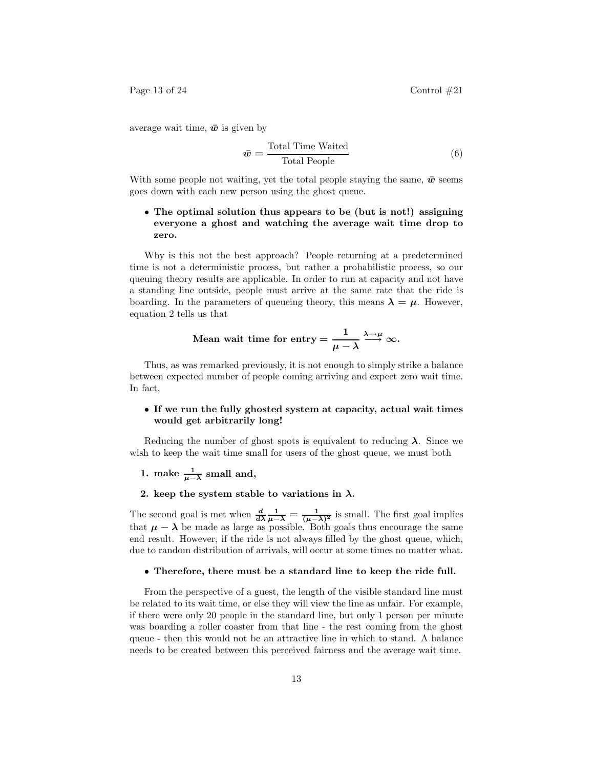average wait time, $\bar{w}$ is given by

$$\bar{w} = \frac{\text{Total Time Waited}}{\text{Total People}} \tag{6}$$

With some people not waiting, yet the total people staying the same, $\bar{w}$ seems goes down with each new person using the ghost queue.

- **The optimal solution thus appears to be (but is not!) assigning everyone a ghost and watching the average wait time drop to zero.**

Why is this not the best approach? People returning at a predetermined time is not a deterministic process, but rather a probabilistic process, so our queuing theory results are applicable. In order to run at capacity and not have a standing line outside, people must arrive at the same rate that the ride is boarding. In the parameters of queueing theory, this means $\boldsymbol{\lambda = \mu}$. However, equation 2 tells us that

$$\textbf{Mean wait time for entry} = \frac{\mathbf{1}}{\boldsymbol{\mu - \lambda}} \xrightarrow{\lambda \to \mu} \boldsymbol{\infty}.$$

Thus, as was remarked previously, it is not enough to simply strike a balance between expected number of people coming arriving and expect zero wait time. In fact,

- **If we run the fully ghosted system at capacity, actual wait times would get arbitrarily long!**

Reducing the number of ghost spots is equivalent to reducing $\boldsymbol{\lambda}$. Since we wish to keep the wait time small for users of the ghost queue, we must both

1. **make $\frac{1}{\mu - \lambda}$ small and,**
2. **keep the system stable to variations in $\boldsymbol{\lambda}$.**

The second goal is met when $\frac{d}{d\lambda}\frac{1}{\mu-\lambda} = \frac{1}{(\mu-\lambda)^2}$ is small. The first goal implies that $\boldsymbol{\mu - \lambda}$ be made as large as possible. Both goals thus encourage the same end result. However, if the ride is not always filled by the ghost queue, which, due to random distribution of arrivals, will occur at some times no matter what.

- **Therefore, there must be a standard line to keep the ride full.**

From the perspective of a guest, the length of the visible standard line must be related to its wait time, or else they will view the line as unfair. For example, if there were only 20 people in the standard line, but only 1 person per minute was boarding a roller coaster from that line - the rest coming from the ghost queue - then this would not be an attractive line in which to stand. A balance needs to be created between this perceived fairness and the average wait time.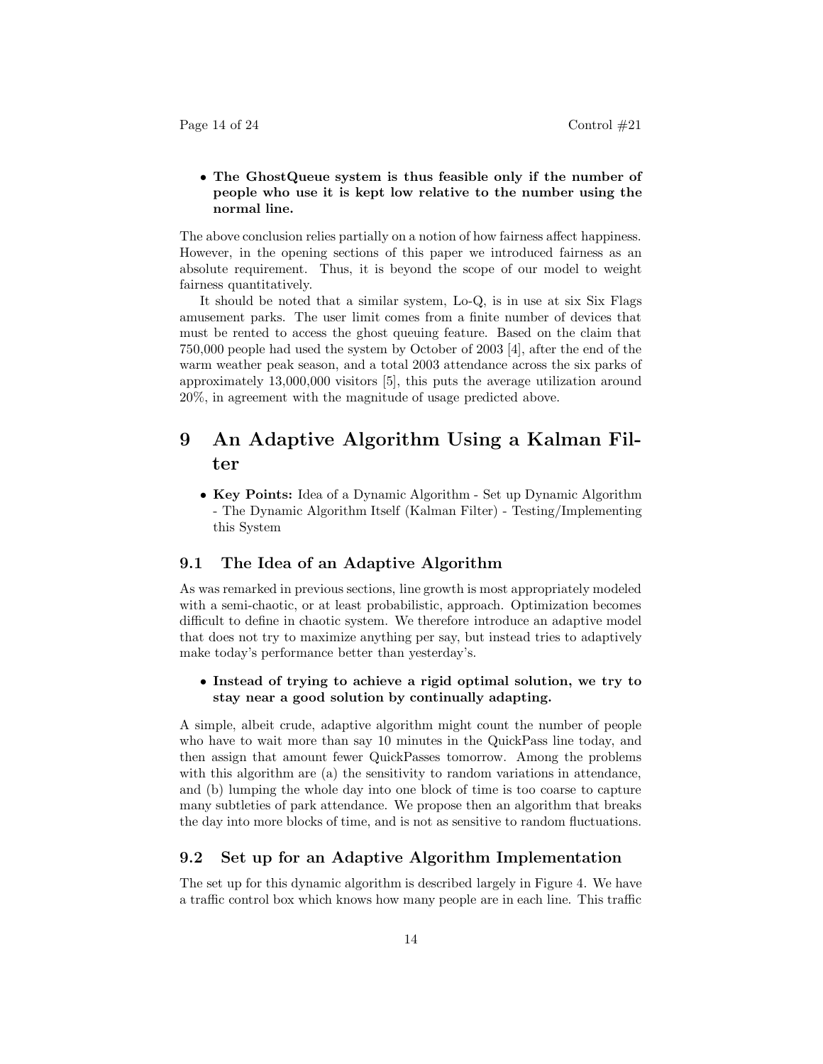- **The GhostQueue system is thus feasible only if the number of people who use it is kept low relative to the number using the normal line.**

The above conclusion relies partially on a notion of how fairness affect happiness. However, in the opening sections of this paper we introduced fairness as an absolute requirement. Thus, it is beyond the scope of our model to weight fairness quantitatively.

It should be noted that a similar system, Lo-Q, is in use at six Six Flags amusement parks. The user limit comes from a finite number of devices that must be rented to access the ghost queuing feature. Based on the claim that 750,000 people had used the system by October of 2003 [4], after the end of the warm weather peak season, and a total 2003 attendance across the six parks of approximately 13,000,000 visitors [5], this puts the average utilization around 20%, in agreement with the magnitude of usage predicted above.

# 9 An Adaptive Algorithm Using a Kalman Filter

- **Key Points:** Idea of a Dynamic Algorithm - Set up Dynamic Algorithm - The Dynamic Algorithm Itself (Kalman Filter) - Testing/Implementing this System

## 9.1 The Idea of an Adaptive Algorithm

As was remarked in previous sections, line growth is most appropriately modeled with a semi-chaotic, or at least probabilistic, approach. Optimization becomes difficult to define in chaotic system. We therefore introduce an adaptive model that does not try to maximize anything per say, but instead tries to adaptively make today's performance better than yesterday's.

- **Instead of trying to achieve a rigid optimal solution, we try to stay near a good solution by continually adapting.**

A simple, albeit crude, adaptive algorithm might count the number of people who have to wait more than say 10 minutes in the QuickPass line today, and then assign that amount fewer QuickPasses tomorrow. Among the problems with this algorithm are (a) the sensitivity to random variations in attendance, and (b) lumping the whole day into one block of time is too coarse to capture many subtleties of park attendance. We propose then an algorithm that breaks the day into more blocks of time, and is not as sensitive to random fluctuations.

## 9.2 Set up for an Adaptive Algorithm Implementation

The set up for this dynamic algorithm is described largely in Figure 4. We have a traffic control box which knows how many people are in each line. This traffic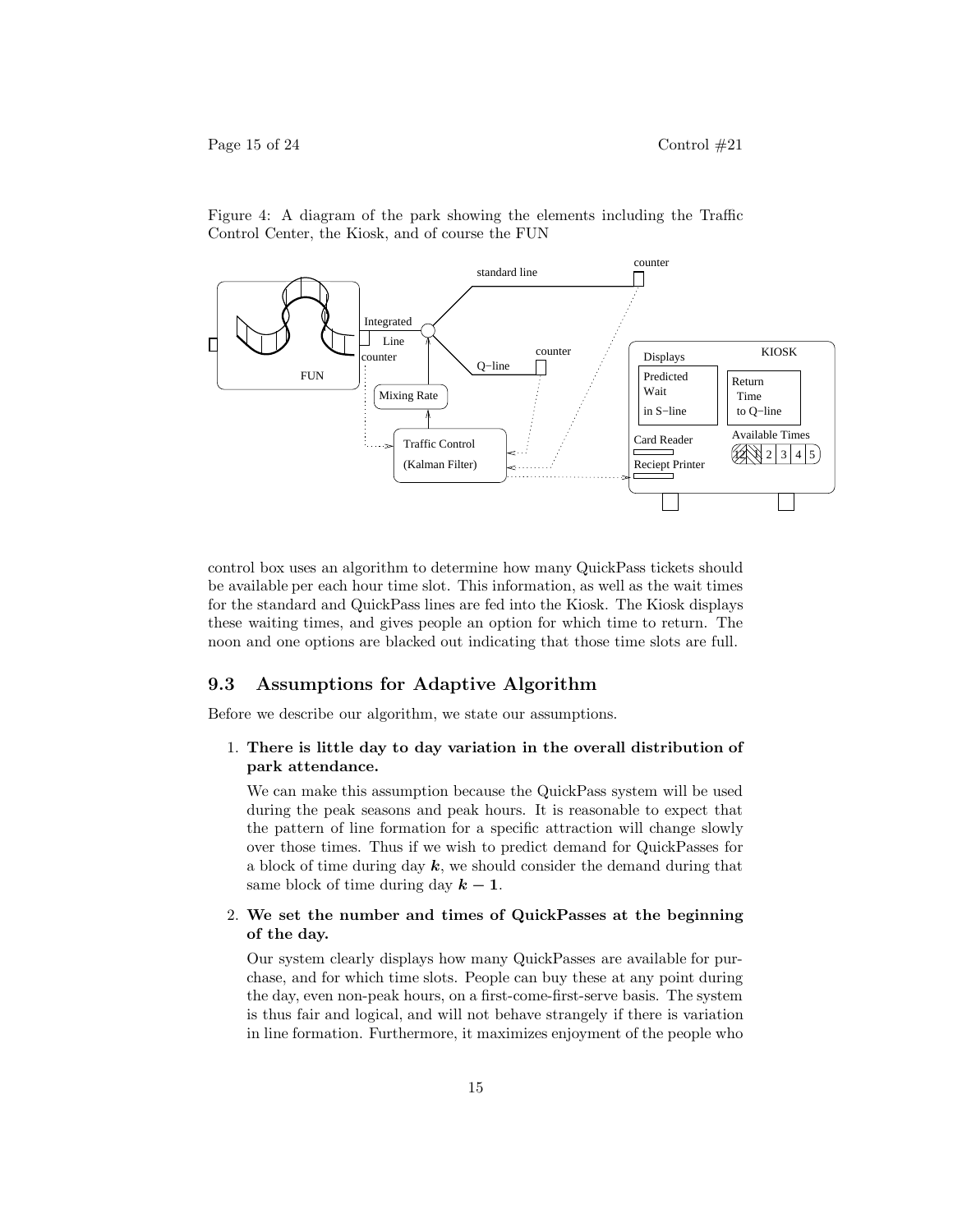Figure 4: A diagram of the park showing the elements including the Traffic Control Center, the Kiosk, and of course the FUN

FUN
Integrated
Line
counter
standard line
counter
Q−line
counter
Mixing Rate
Traffic Control
(Kalman Filter)
KIOSK
Displays
Predicted
Wait
in S−line
Return
Time
to Q−line
Card Reader
Available Times
12 1 2 3 4 5
Reciept Printer

control box uses an algorithm to determine how many QuickPass tickets should be available per each hour time slot. This information, as well as the wait times for the standard and QuickPass lines are fed into the Kiosk. The Kiosk displays these waiting times, and gives people an option for which time to return. The noon and one options are blacked out indicating that those time slots are full.

## 9.3 Assumptions for Adaptive Algorithm

Before we describe our algorithm, we state our assumptions.

1. **There is little day to day variation in the overall distribution of park attendance.**

   We can make this assumption because the QuickPass system will be used during the peak seasons and peak hours. It is reasonable to expect that the pattern of line formation for a specific attraction will change slowly over those times. Thus if we wish to predict demand for QuickPasses for a block of time during day $\boldsymbol{k}$, we should consider the demand during that same block of time during day $\boldsymbol{k-1}$.

2. **We set the number and times of QuickPasses at the beginning of the day.**

   Our system clearly displays how many QuickPasses are available for purchase, and for which time slots. People can buy these at any point during the day, even non-peak hours, on a first-come-first-serve basis. The system is thus fair and logical, and will not behave strangely if there is variation in line formation. Furthermore, it maximizes enjoyment of the people who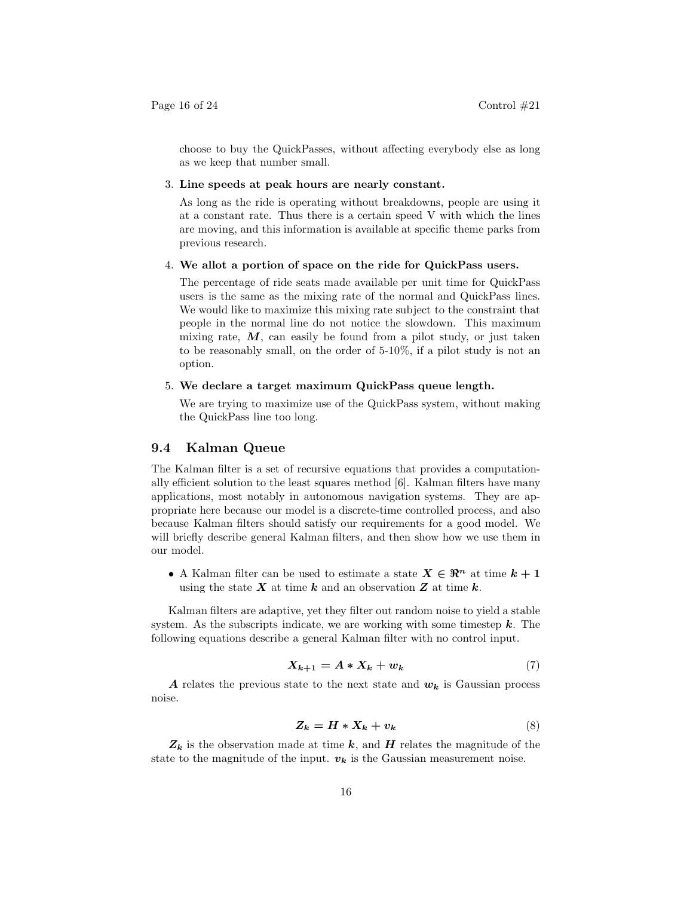choose to buy the QuickPasses, without affecting everybody else as long as we keep that number small.

3. **Line speeds at peak hours are nearly constant.**

   As long as the ride is operating without breakdowns, people are using it at a constant rate. Thus there is a certain speed V with which the lines are moving, and this information is available at specific theme parks from previous research.

4. **We allot a portion of space on the ride for QuickPass users.**

   The percentage of ride seats made available per unit time for QuickPass users is the same as the mixing rate of the normal and QuickPass lines. We would like to maximize this mixing rate subject to the constraint that people in the normal line do not notice the slowdown. This maximum mixing rate, $\boldsymbol{M}$, can easily be found from a pilot study, or just taken to be reasonably small, on the order of 5-10%, if a pilot study is not an option.

5. **We declare a target maximum QuickPass queue length.**

   We are trying to maximize use of the QuickPass system, without making the QuickPass line too long.

## 9.4 Kalman Queue

The Kalman filter is a set of recursive equations that provides a computationally efficient solution to the least squares method [6]. Kalman filters have many applications, most notably in autonomous navigation systems. They are appropriate here because our model is a discrete-time controlled process, and also because Kalman filters should satisfy our requirements for a good model. We will briefly describe general Kalman filters, and then show how we use them in our model.

- A Kalman filter can be used to estimate a state $\boldsymbol{X} \in \Re^{\boldsymbol{n}}$ at time $\boldsymbol{k+1}$ using the state $\boldsymbol{X}$ at time $\boldsymbol{k}$ and an observation $\boldsymbol{Z}$ at time $\boldsymbol{k}$.

Kalman filters are adaptive, yet they filter out random noise to yield a stable system. As the subscripts indicate, we are working with some timestep $\boldsymbol{k}$. The following equations describe a general Kalman filter with no control input.

$$\boldsymbol{X_{k+1} = A * X_k + w_k} \tag{7}$$

$\boldsymbol{A}$ relates the previous state to the next state and $\boldsymbol{w_k}$ is Gaussian process noise.

$$\boldsymbol{Z_k = H * X_k + v_k} \tag{8}$$

$\boldsymbol{Z_k}$ is the observation made at time $\boldsymbol{k}$, and $\boldsymbol{H}$ relates the magnitude of the state to the magnitude of the input. $\boldsymbol{v_k}$ is the Gaussian measurement noise.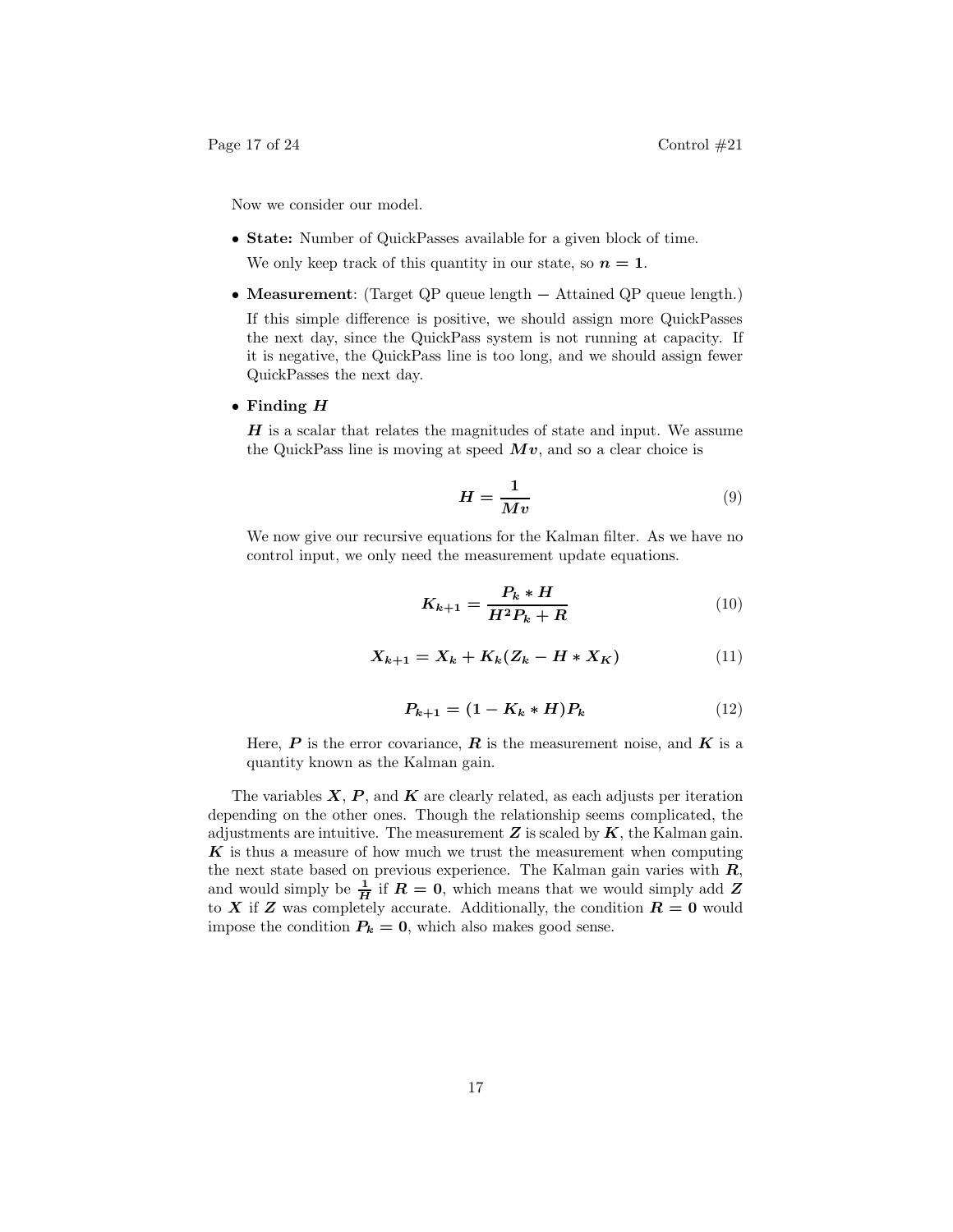Now we consider our model.

- **State:** Number of QuickPasses available for a given block of time.

  We only keep track of this quantity in our state, so $\boldsymbol{n = 1}$.

- **Measurement**: (Target QP queue length − Attained QP queue length.)

  If this simple difference is positive, we should assign more QuickPasses the next day, since the QuickPass system is not running at capacity. If it is negative, the QuickPass line is too long, and we should assign fewer QuickPasses the next day.

- **Finding $\boldsymbol{H}$**

  $\boldsymbol{H}$ is a scalar that relates the magnitudes of state and input. We assume the QuickPass line is moving at speed $\boldsymbol{Mv}$, and so a clear choice is

  $$\boldsymbol{H = \frac{1}{Mv}} \tag{9}$$

  We now give our recursive equations for the Kalman filter. As we have no control input, we only need the measurement update equations.

  $$\boldsymbol{K_{k+1} = \frac{P_k * H}{H^2 P_k + R}} \tag{10}$$

  $$\boldsymbol{X_{k+1} = X_k + K_k(Z_k - H * X_K)} \tag{11}$$

  $$\boldsymbol{P_{k+1} = (1 - K_k * H)P_k} \tag{12}$$

  Here, $\boldsymbol{P}$ is the error covariance, $\boldsymbol{R}$ is the measurement noise, and $\boldsymbol{K}$ is a quantity known as the Kalman gain.

The variables $\boldsymbol{X}$, $\boldsymbol{P}$, and $\boldsymbol{K}$ are clearly related, as each adjusts per iteration depending on the other ones. Though the relationship seems complicated, the adjustments are intuitive. The measurement $\boldsymbol{Z}$ is scaled by $\boldsymbol{K}$, the Kalman gain. $\boldsymbol{K}$ is thus a measure of how much we trust the measurement when computing the next state based on previous experience. The Kalman gain varies with $\boldsymbol{R}$, and would simply be $\boldsymbol{\frac{1}{H}}$ if $\boldsymbol{R = 0}$, which means that we would simply add $\boldsymbol{Z}$ to $\boldsymbol{X}$ if $\boldsymbol{Z}$ was completely accurate. Additionally, the condition $\boldsymbol{R = 0}$ would impose the condition $\boldsymbol{P_k = 0}$, which also makes good sense.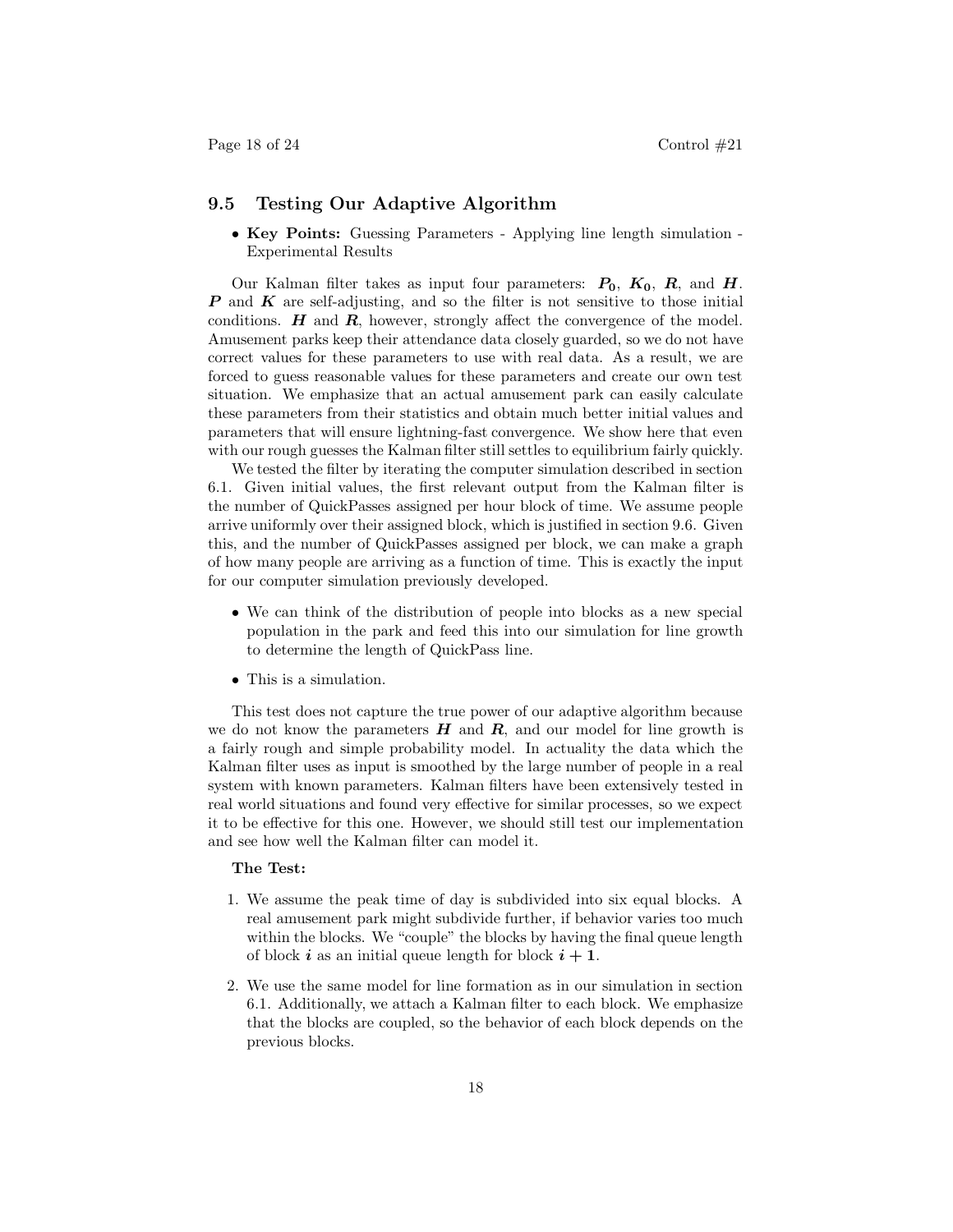## 9.5 Testing Our Adaptive Algorithm

- **Key Points:** Guessing Parameters - Applying line length simulation - Experimental Results

Our Kalman filter takes as input four parameters: $\boldsymbol{P_0}$, $\boldsymbol{K_0}$, $\boldsymbol{R}$, and $\boldsymbol{H}$. $\boldsymbol{P}$ and $\boldsymbol{K}$ are self-adjusting, and so the filter is not sensitive to those initial conditions. $\boldsymbol{H}$ and $\boldsymbol{R}$, however, strongly affect the convergence of the model. Amusement parks keep their attendance data closely guarded, so we do not have correct values for these parameters to use with real data. As a result, we are forced to guess reasonable values for these parameters and create our own test situation. We emphasize that an actual amusement park can easily calculate these parameters from their statistics and obtain much better initial values and parameters that will ensure lightning-fast convergence. We show here that even with our rough guesses the Kalman filter still settles to equilibrium fairly quickly.

We tested the filter by iterating the computer simulation described in section 6.1. Given initial values, the first relevant output from the Kalman filter is the number of QuickPasses assigned per hour block of time. We assume people arrive uniformly over their assigned block, which is justified in section 9.6. Given this, and the number of QuickPasses assigned per block, we can make a graph of how many people are arriving as a function of time. This is exactly the input for our computer simulation previously developed.

- We can think of the distribution of people into blocks as a new special population in the park and feed this into our simulation for line growth to determine the length of QuickPass line.
- This is a simulation.

This test does not capture the true power of our adaptive algorithm because we do not know the parameters $\boldsymbol{H}$ and $\boldsymbol{R}$, and our model for line growth is a fairly rough and simple probability model. In actuality the data which the Kalman filter uses as input is smoothed by the large number of people in a real system with known parameters. Kalman filters have been extensively tested in real world situations and found very effective for similar processes, so we expect it to be effective for this one. However, we should still test our implementation and see how well the Kalman filter can model it.

**The Test:**

1. We assume the peak time of day is subdivided into six equal blocks. A real amusement park might subdivide further, if behavior varies too much within the blocks. We "couple" the blocks by having the final queue length of block $\boldsymbol{i}$ as an initial queue length for block $\boldsymbol{i+1}$.
2. We use the same model for line formation as in our simulation in section 6.1. Additionally, we attach a Kalman filter to each block. We emphasize that the blocks are coupled, so the behavior of each block depends on the previous blocks.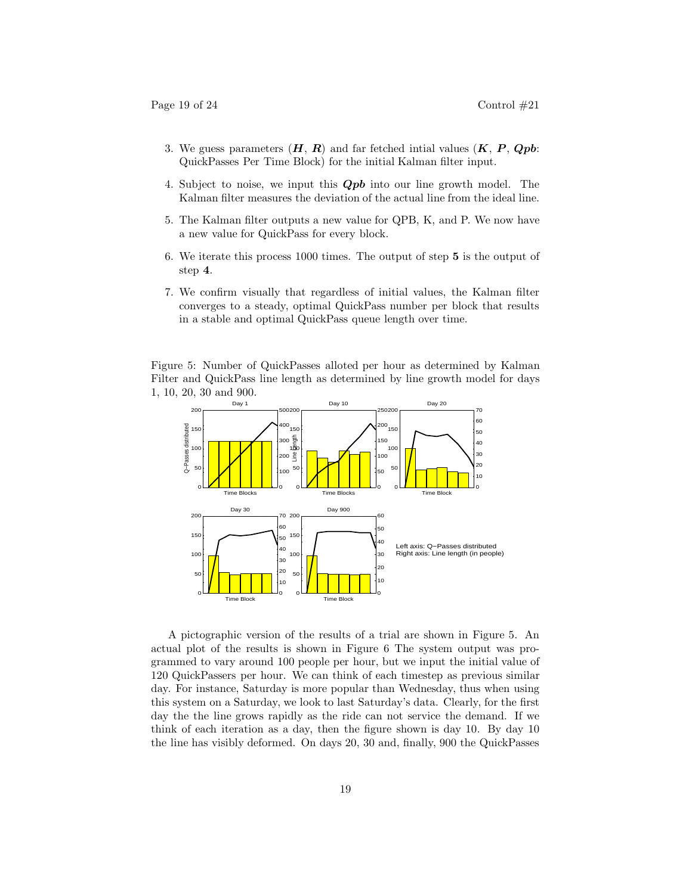3. We guess parameters ($\boldsymbol{H}$, $\boldsymbol{R}$) and far fetched intial values ($\boldsymbol{K}$, $\boldsymbol{P}$, $\boldsymbol{Qpb}$: QuickPasses Per Time Block) for the initial Kalman filter input.

4. Subject to noise, we input this $\boldsymbol{Qpb}$ into our line growth model. The Kalman filter measures the deviation of the actual line from the ideal line.

5. The Kalman filter outputs a new value for QPB, K, and P. We now have a new value for QuickPass for every block.

6. We iterate this process 1000 times. The output of step **5** is the output of step **4**.

7. We confirm visually that regardless of initial values, the Kalman filter converges to a steady, optimal QuickPass number per block that results in a stable and optimal QuickPass queue length over time.

Figure 5: Number of QuickPasses alloted per hour as determined by Kalman Filter and QuickPass line length as determined by line growth model for days 1, 10, 20, 30 and 900.

Day 1
Day 10
Day 20
Day 30
Day 900
Q−Passes distributed
Line length
Time Blocks
Time Block
Left axis: Q−Passes distributed
Right axis: Line length (in people)

A pictographic version of the results of a trial are shown in Figure 5. An actual plot of the results is shown in Figure 6 The system output was programmed to vary around 100 people per hour, but we input the initial value of 120 QuickPassers per hour. We can think of each timestep as previous similar day. For instance, Saturday is more popular than Wednesday, thus when using this system on a Saturday, we look to last Saturday's data. Clearly, for the first day the the line grows rapidly as the ride can not service the demand. If we think of each iteration as a day, then the figure shown is day 10. By day 10 the line has visibly deformed. On days 20, 30 and, finally, 900 the QuickPasses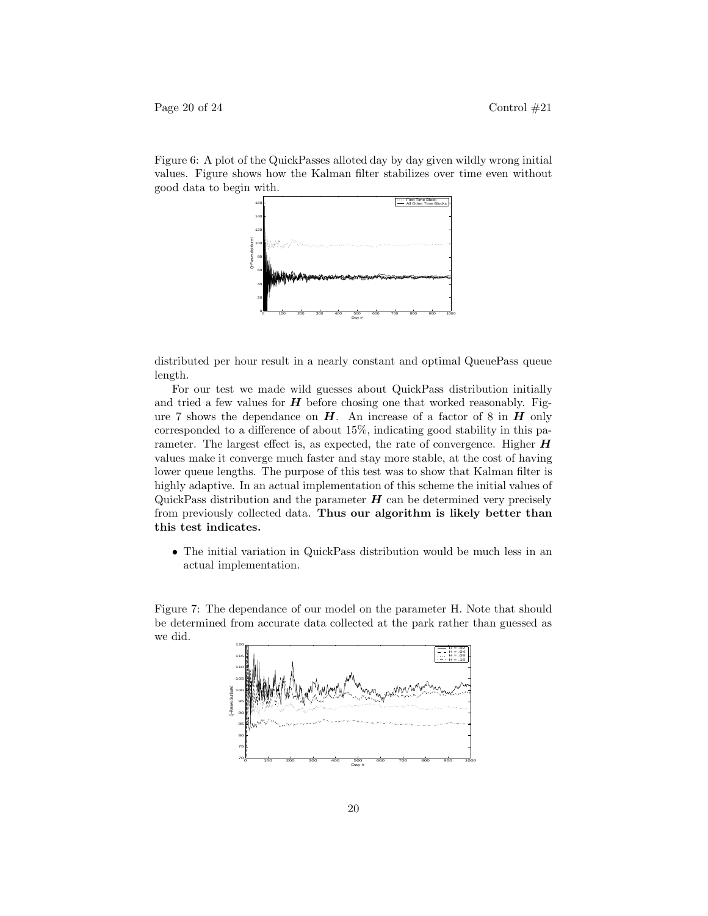Figure 6: A plot of the QuickPasses alloted day by day given wildly wrong initial values. Figure shows how the Kalman filter stabilizes over time even without good data to begin with.

First Time Block
All Other Time Blocks
Q-Passes distributed
160
140
120
100
80
60
40
20
0
0 100 200 300 400 500 600 700 800 900 1000
Day #

distributed per hour result in a nearly constant and optimal QueuePass queue length.

For our test we made wild guesses about QuickPass distribution initially and tried a few values for $\boldsymbol{H}$ before chosing one that worked reasonably. Figure 7 shows the dependance on $\boldsymbol{H}$. An increase of a factor of 8 in $\boldsymbol{H}$ only corresponded to a difference of about 15%, indicating good stability in this parameter. The largest effect is, as expected, the rate of convergence. Higher $\boldsymbol{H}$ values make it converge much faster and stay more stable, at the cost of having lower queue lengths. The purpose of this test was to show that Kalman filter is highly adaptive. In an actual implementation of this scheme the initial values of QuickPass distribution and the parameter $\boldsymbol{H}$ can be determined very precisely from previously collected data. **Thus our algorithm is likely better than this test indicates.**

- The initial variation in QuickPass distribution would be much less in an actual implementation.

Figure 7: The dependance of our model on the parameter H. Note that should be determined from accurate data collected at the park rather than guessed as we did.

H = .02
H = .04
H = .08
H = .16
Q-Passes distributed
120
115
110
105
100
95
90
85
80
75
70
0 100 200 300 400 500 600 700 800 900 1000
Day #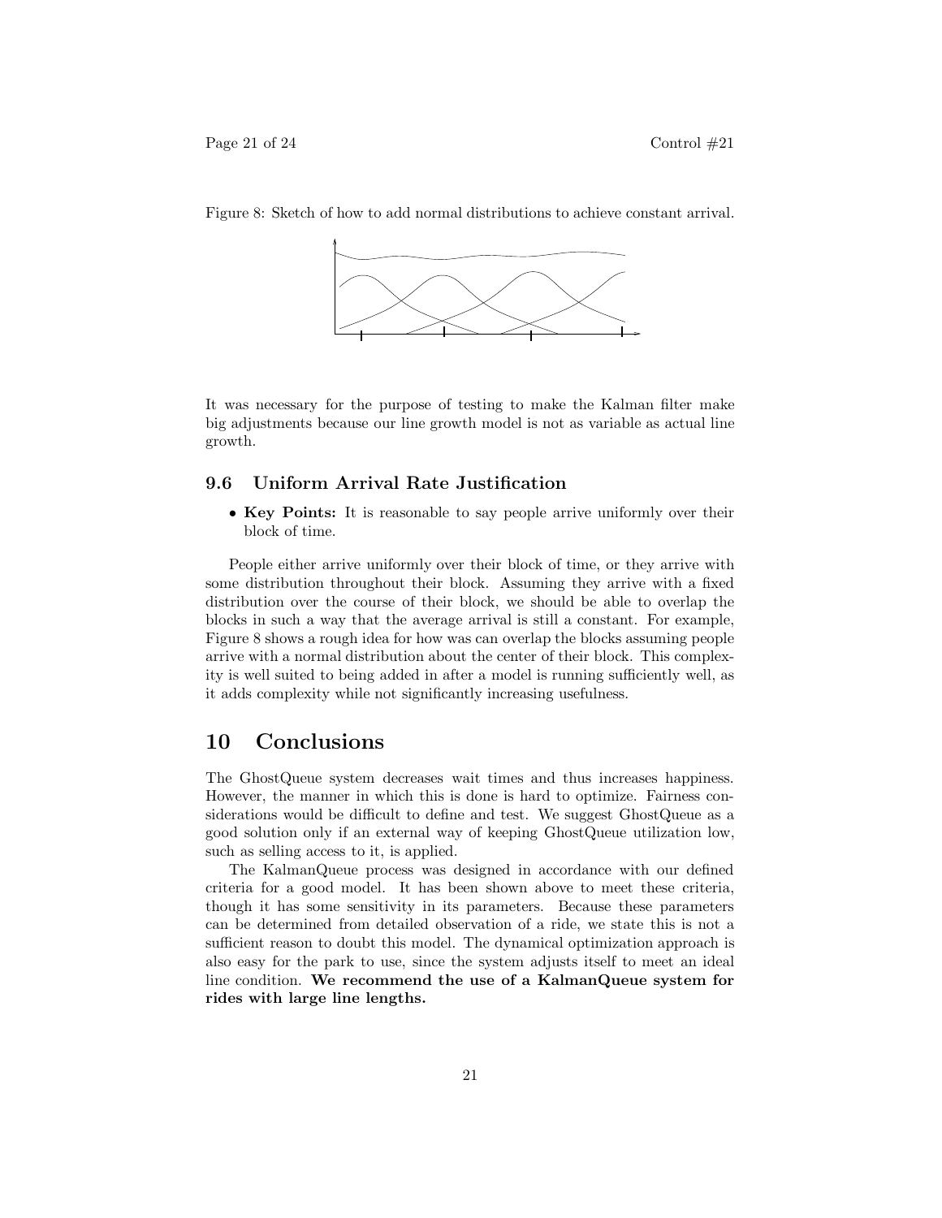Figure 8: Sketch of how to add normal distributions to achieve constant arrival.

It was necessary for the purpose of testing to make the Kalman filter make big adjustments because our line growth model is not as variable as actual line growth.

### 9.6 Uniform Arrival Rate Justification

- **Key Points:** It is reasonable to say people arrive uniformly over their block of time.

People either arrive uniformly over their block of time, or they arrive with some distribution throughout their block. Assuming they arrive with a fixed distribution over the course of their block, we should be able to overlap the blocks in such a way that the average arrival is still a constant. For example, Figure 8 shows a rough idea for how was can overlap the blocks assuming people arrive with a normal distribution about the center of their block. This complexity is well suited to being added in after a model is running sufficiently well, as it adds complexity while not significantly increasing usefulness.

## 10 Conclusions

The GhostQueue system decreases wait times and thus increases happiness. However, the manner in which this is done is hard to optimize. Fairness considerations would be difficult to define and test. We suggest GhostQueue as a good solution only if an external way of keeping GhostQueue utilization low, such as selling access to it, is applied.

The KalmanQueue process was designed in accordance with our defined criteria for a good model. It has been shown above to meet these criteria, though it has some sensitivity in its parameters. Because these parameters can be determined from detailed observation of a ride, we state this is not a sufficient reason to doubt this model. The dynamical optimization approach is also easy for the park to use, since the system adjusts itself to meet an ideal line condition. **We recommend the use of a KalmanQueue system for rides with large line lengths.**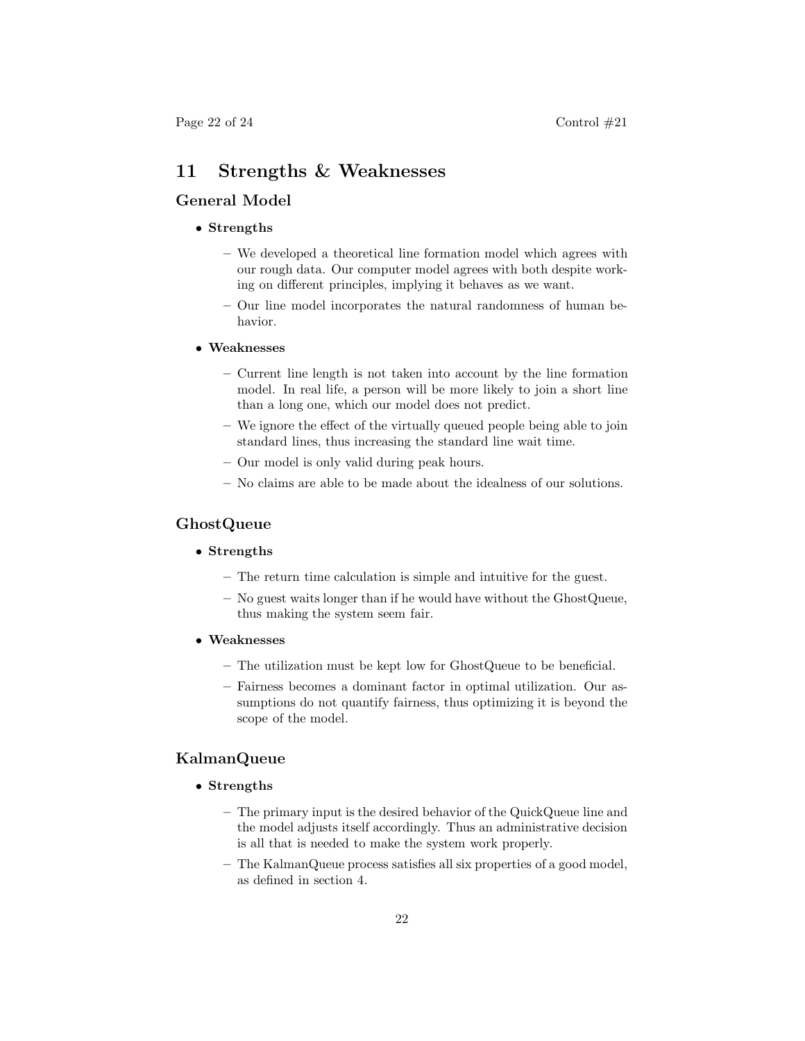# 11 Strengths & Weaknesses

## General Model

- **Strengths**
  - We developed a theoretical line formation model which agrees with our rough data. Our computer model agrees with both despite working on different principles, implying it behaves as we want.
  - Our line model incorporates the natural randomness of human behavior.
- **Weaknesses**
  - Current line length is not taken into account by the line formation model. In real life, a person will be more likely to join a short line than a long one, which our model does not predict.
  - We ignore the effect of the virtually queued people being able to join standard lines, thus increasing the standard line wait time.
  - Our model is only valid during peak hours.
  - No claims are able to be made about the idealness of our solutions.

## GhostQueue

- **Strengths**
  - The return time calculation is simple and intuitive for the guest.
  - No guest waits longer than if he would have without the GhostQueue, thus making the system seem fair.
- **Weaknesses**
  - The utilization must be kept low for GhostQueue to be beneficial.
  - Fairness becomes a dominant factor in optimal utilization. Our assumptions do not quantify fairness, thus optimizing it is beyond the scope of the model.

## KalmanQueue

- **Strengths**
  - The primary input is the desired behavior of the QuickQueue line and the model adjusts itself accordingly. Thus an administrative decision is all that is needed to make the system work properly.
  - The KalmanQueue process satisfies all six properties of a good model, as defined in section 4.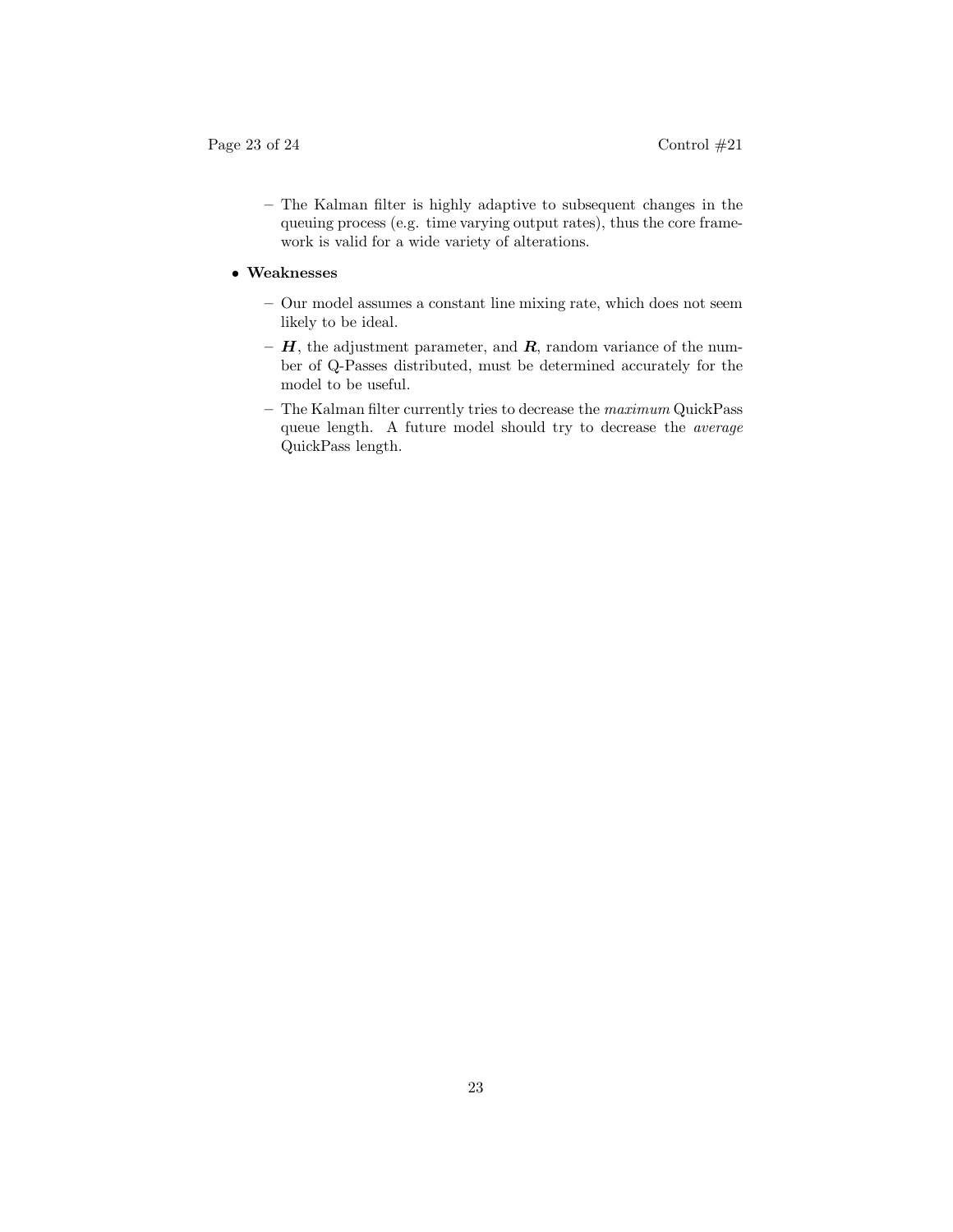- The Kalman filter is highly adaptive to subsequent changes in the queuing process (e.g. time varying output rates), thus the core framework is valid for a wide variety of alterations.

- **Weaknesses**
  - Our model assumes a constant line mixing rate, which does not seem likely to be ideal.
  - $\boldsymbol{H}$, the adjustment parameter, and $\boldsymbol{R}$, random variance of the number of Q-Passes distributed, must be determined accurately for the model to be useful.
  - The Kalman filter currently tries to decrease the *maximum* QuickPass queue length. A future model should try to decrease the *average* QuickPass length.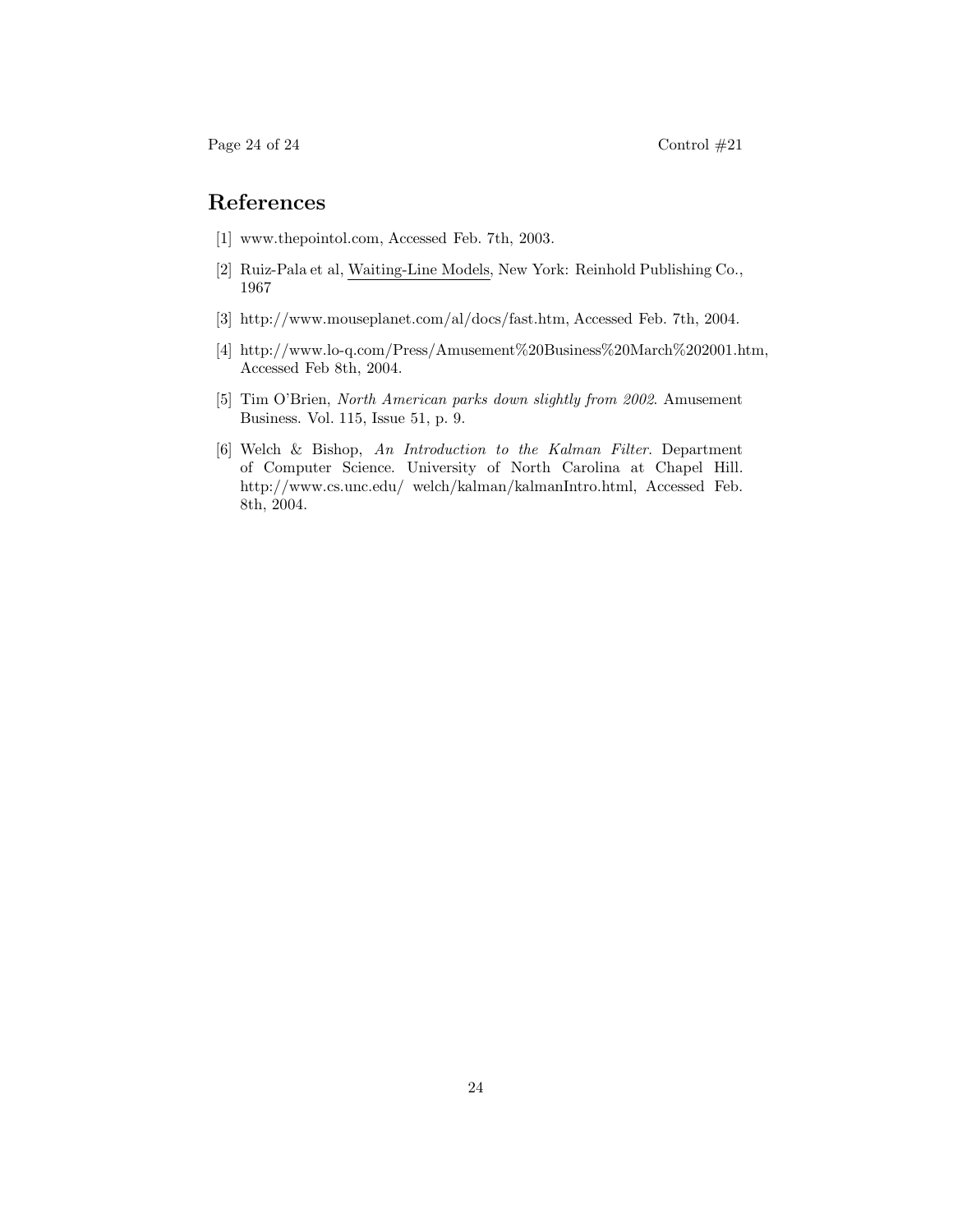## References

[1] www.thepointol.com, Accessed Feb. 7th, 2003.

[2] Ruiz-Pala et al, Waiting-Line Models, New York: Reinhold Publishing Co., 1967

[3] http://www.mouseplanet.com/al/docs/fast.htm, Accessed Feb. 7th, 2004.

[4] http://www.lo-q.com/Press/Amusement%20Business%20March%202001.htm, Accessed Feb 8th, 2004.

[5] Tim O'Brien, *North American parks down slightly from 2002*. Amusement Business. Vol. 115, Issue 51, p. 9.

[6] Welch & Bishop, *An Introduction to the Kalman Filter*. Department of Computer Science. University of North Carolina at Chapel Hill. http://www.cs.unc.edu/ welch/kalman/kalmanIntro.html, Accessed Feb. 8th, 2004.